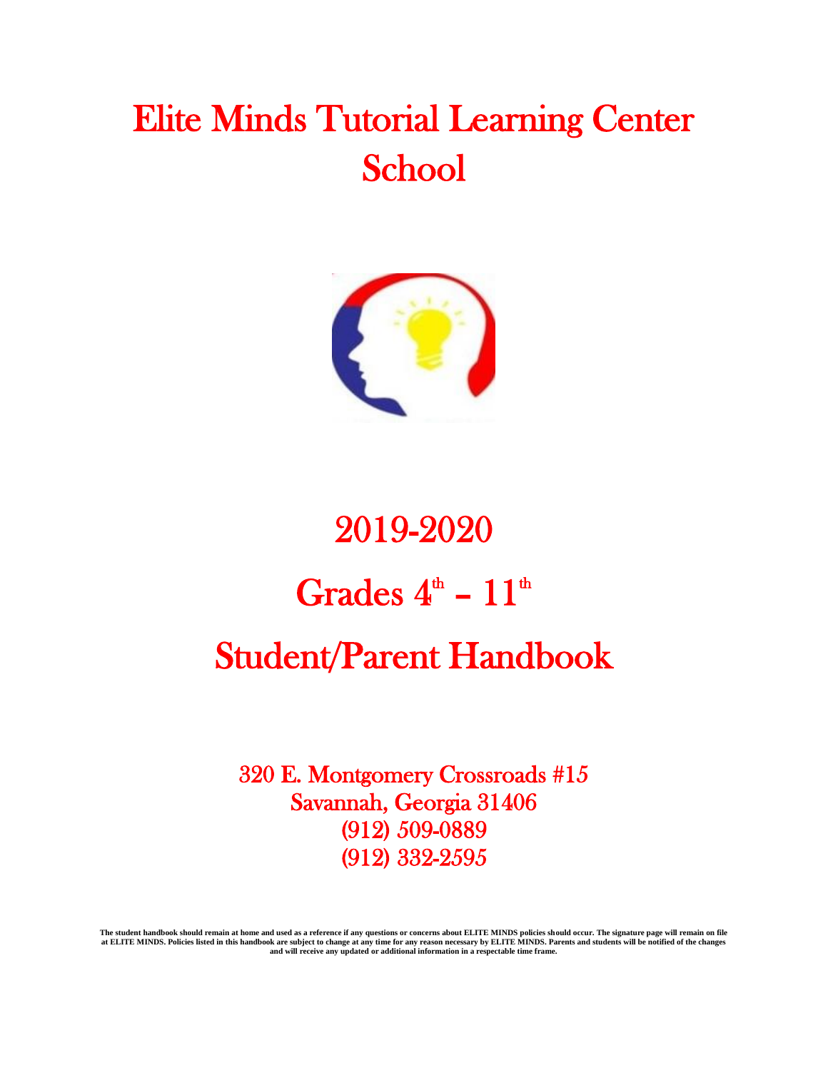# Elite Minds Tutorial Learning Center School

# 2019-2020

# Grades 4th – 11th

# Student/Parent Handbook

320 E. Montgomery Crossroads #15
Savannah, Georgia 31406
(912) 509-0889
(912) 332-2595

**The student handbook should remain at home and used as a reference if any questions or concerns about ELITE MINDS policies should occur. The signature page will remain on file at ELITE MINDS. Policies listed in this handbook are subject to change at any time for any reason necessary by ELITE MINDS. Parents and students will be notified of the changes and will receive any updated or additional information in a respectable time frame.**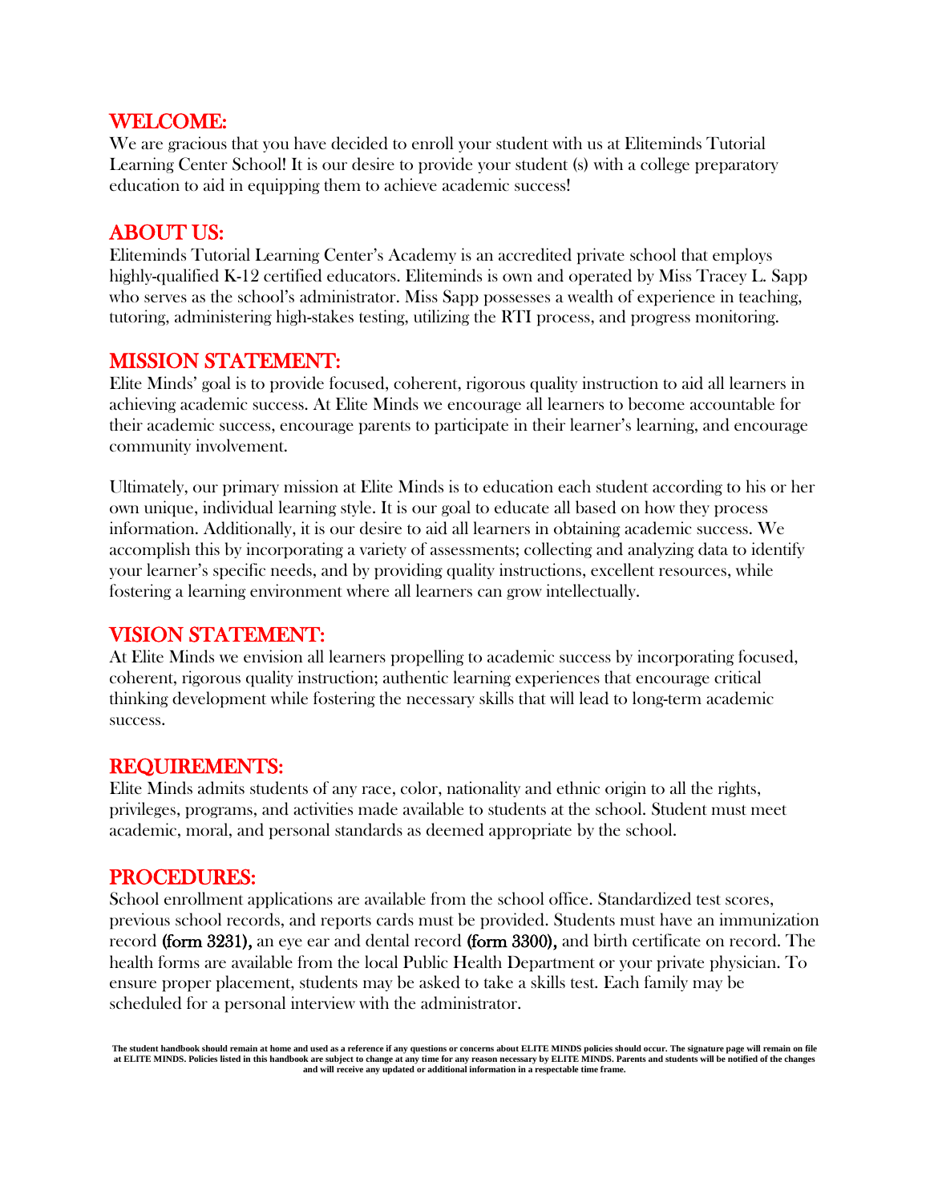## WELCOME:

We are gracious that you have decided to enroll your student with us at Eliteminds Tutorial Learning Center School! It is our desire to provide your student (s) with a college preparatory education to aid in equipping them to achieve academic success!

## ABOUT US:

Eliteminds Tutorial Learning Center's Academy is an accredited private school that employs highly-qualified K-12 certified educators. Eliteminds is own and operated by Miss Tracey L. Sapp who serves as the school's administrator. Miss Sapp possesses a wealth of experience in teaching, tutoring, administering high-stakes testing, utilizing the RTI process, and progress monitoring.

## MISSION STATEMENT:

Elite Minds' goal is to provide focused, coherent, rigorous quality instruction to aid all learners in achieving academic success. At Elite Minds we encourage all learners to become accountable for their academic success, encourage parents to participate in their learner's learning, and encourage community involvement.

Ultimately, our primary mission at Elite Minds is to education each student according to his or her own unique, individual learning style. It is our goal to educate all based on how they process information. Additionally, it is our desire to aid all learners in obtaining academic success. We accomplish this by incorporating a variety of assessments; collecting and analyzing data to identify your learner's specific needs, and by providing quality instructions, excellent resources, while fostering a learning environment where all learners can grow intellectually.

## VISION STATEMENT:

At Elite Minds we envision all learners propelling to academic success by incorporating focused, coherent, rigorous quality instruction; authentic learning experiences that encourage critical thinking development while fostering the necessary skills that will lead to long-term academic success.

## REQUIREMENTS:

Elite Minds admits students of any race, color, nationality and ethnic origin to all the rights, privileges, programs, and activities made available to students at the school. Student must meet academic, moral, and personal standards as deemed appropriate by the school.

## PROCEDURES:

School enrollment applications are available from the school office. Standardized test scores, previous school records, and reports cards must be provided. Students must have an immunization record **(form 3231),** an eye ear and dental record **(form 3300),** and birth certificate on record. The health forms are available from the local Public Health Department or your private physician. To ensure proper placement, students may be asked to take a skills test. Each family may be scheduled for a personal interview with the administrator.

**The student handbook should remain at home and used as a reference if any questions or concerns about ELITE MINDS policies should occur. The signature page will remain on file at ELITE MINDS. Policies listed in this handbook are subject to change at any time for any reason necessary by ELITE MINDS. Parents and students will be notified of the changes and will receive any updated or additional information in a respectable time frame.**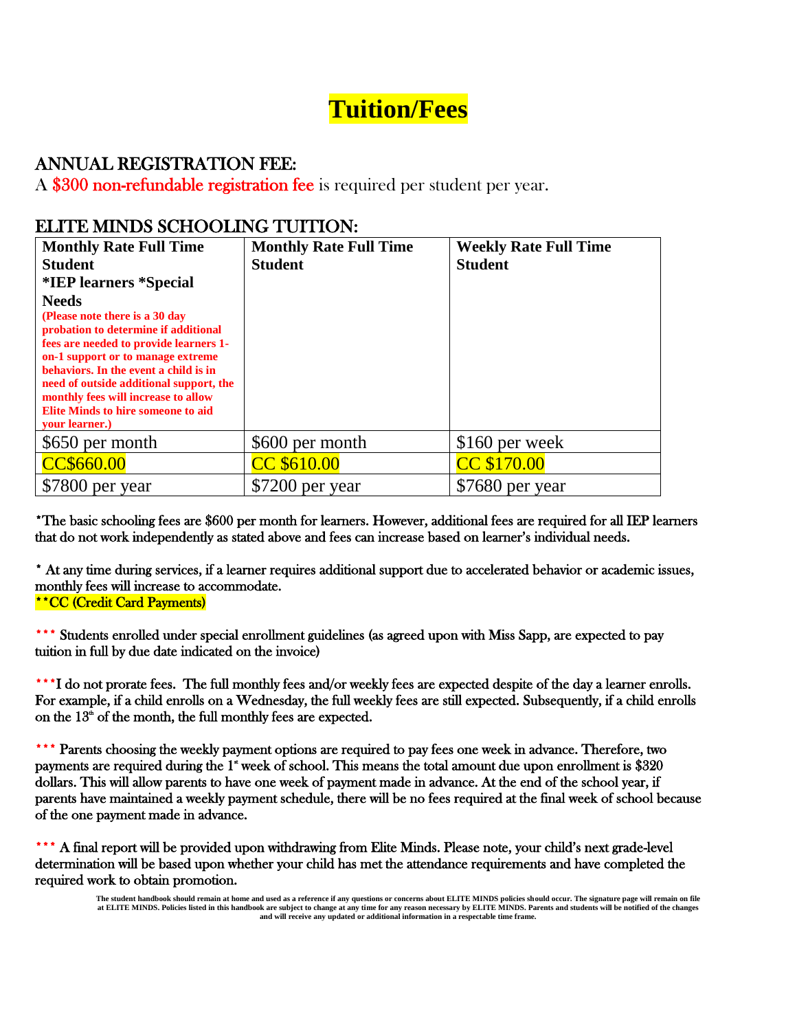# Tuition/Fees

## ANNUAL REGISTRATION FEE:

A $300 non-refundable registration fee is required per student per year.

## ELITE MINDS SCHOOLING TUITION:

| **Monthly Rate Full Time Student *IEP learners *Special Needs** **(Please note there is a 30 day probation to determine if additional fees are needed to provide learners 1-on-1 support or to manage extreme behaviors. In the event a child is in need of outside additional support, the monthly fees will increase to allow Elite Minds to hire someone to aid your learner.)** | **Monthly Rate Full Time Student** | **Weekly Rate Full Time Student** |
|---|---|---|
| $650 per month | $600 per month | $160 per week |
| CC$660.00 | CC $610.00 | CC $170.00 |
| $7800 per year | $7200 per year | $7680 per year |

*The basic schooling fees are $600 per month for learners. However, additional fees are required for all IEP learners that do not work independently as stated above and fees can increase based on learner's individual needs.

* At any time during services, if a learner requires additional support due to accelerated behavior or academic issues, monthly fees will increase to accommodate.
**CC (Credit Card Payments)

*** Students enrolled under special enrollment guidelines (as agreed upon with Miss Sapp, are expected to pay tuition in full by due date indicated on the invoice)

***I do not prorate fees. The full monthly fees and/or weekly fees are expected despite of the day a learner enrolls. For example, if a child enrolls on a Wednesday, the full weekly fees are still expected. Subsequently, if a child enrolls on the 13th of the month, the full monthly fees are expected.

*** Parents choosing the weekly payment options are required to pay fees one week in advance. Therefore, two payments are required during the 1st week of school. This means the total amount due upon enrollment is $320 dollars. This will allow parents to have one week of payment made in advance. At the end of the school year, if parents have maintained a weekly payment schedule, there will be no fees required at the final week of school because of the one payment made in advance.

*** A final report will be provided upon withdrawing from Elite Minds. Please note, your child's next grade-level determination will be based upon whether your child has met the attendance requirements and have completed the required work to obtain promotion.

The student handbook should remain at home and used as a reference if any questions or concerns about ELITE MINDS policies should occur. The signature page will remain on file at ELITE MINDS. Policies listed in this handbook are subject to change at any time for any reason necessary by ELITE MINDS. Parents and students will be notified of the changes and will receive any updated or additional information in a respectable time frame.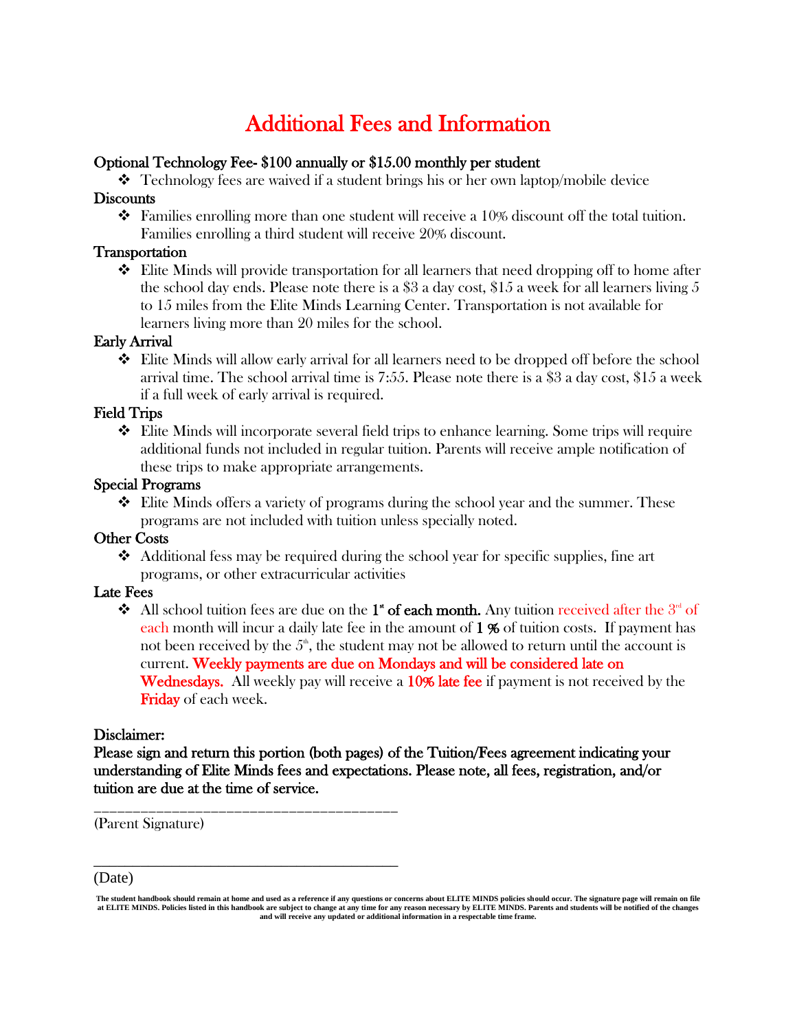# Additional Fees and Information

**Optional Technology Fee- $100 annually or $15.00 monthly per student**

- Technology fees are waived if a student brings his or her own laptop/mobile device

**Discounts**

- Families enrolling more than one student will receive a 10% discount off the total tuition. Families enrolling a third student will receive 20% discount.

**Transportation**

- Elite Minds will provide transportation for all learners that need dropping off to home after the school day ends. Please note there is a $3 a day cost, $15 a week for all learners living 5 to 15 miles from the Elite Minds Learning Center. Transportation is not available for learners living more than 20 miles for the school.

**Early Arrival**

- Elite Minds will allow early arrival for all learners need to be dropped off before the school arrival time. The school arrival time is 7:55. Please note there is a $3 a day cost, $15 a week if a full week of early arrival is required.

**Field Trips**

- Elite Minds will incorporate several field trips to enhance learning. Some trips will require additional funds not included in regular tuition. Parents will receive ample notification of these trips to make appropriate arrangements.

**Special Programs**

- Elite Minds offers a variety of programs during the school year and the summer. These programs are not included with tuition unless specially noted.

**Other Costs**

- Additional fess may be required during the school year for specific supplies, fine art programs, or other extracurricular activities

**Late Fees**

- All school tuition fees are due on the **1st of each month.** Any tuition received after the 3rd of each month will incur a daily late fee in the amount of **1 %** of tuition costs. If payment has not been received by the 5th, the student may not be allowed to return until the account is current. **Weekly payments are due on Mondays and will be considered late on Wednesdays.** All weekly pay will receive a **10% late fee** if payment is not received by the **Friday** of each week.

**Disclaimer:**

**Please sign and return this portion (both pages) of the Tuition/Fees agreement indicating your understanding of Elite Minds fees and expectations. Please note, all fees, registration, and/or tuition are due at the time of service.**

\_\_\_\_\_\_\_\_\_\_\_\_\_\_\_\_\_\_\_\_\_\_\_\_\_\_\_\_\_\_\_\_\_\_\_\_\_\_\_\_

(Parent Signature)

\_\_\_\_\_\_\_\_\_\_\_\_\_\_\_\_\_\_\_\_\_\_\_\_\_\_\_\_\_\_\_\_\_\_\_\_\_\_\_\_

(Date)

**The student handbook should remain at home and used as a reference if any questions or concerns about ELITE MINDS policies should occur. The signature page will remain on file at ELITE MINDS. Policies listed in this handbook are subject to change at any time for any reason necessary by ELITE MINDS. Parents and students will be notified of the changes and will receive any updated or additional information in a respectable time frame.**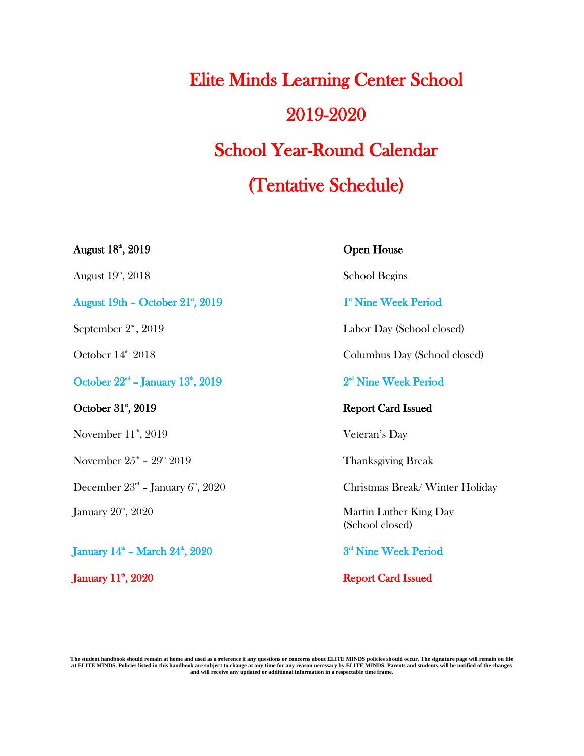# Elite Minds Learning Center School

# 2019-2020

# School Year-Round Calendar

# (Tentative Schedule)

| | |
|---|---|
| **August 18th, 2019** | **Open House** |
| August 19th, 2018 | School Begins |
| **August 19th – October 21st, 2019** | **1st Nine Week Period** |
| September 2nd, 2019 | Labor Day (School closed) |
| October 14th. 2018 | Columbus Day (School closed) |
| **October 22nd – January 13th, 2019** | **2nd Nine Week Period** |
| **October 31st, 2019** | **Report Card Issued** |
| November 11th, 2019 | Veteran's Day |
| November 25th – 29th 2019 | Thanksgiving Break |
| December 23rd – January 6th, 2020 | Christmas Break/ Winter Holiday |
| January 20th, 2020 | Martin Luther King Day (School closed) |
| **January 14th – March 24th, 2020** | **3rd Nine Week Period** |
| **January 11th, 2020** | **Report Card Issued** |

**The student handbook should remain at home and used as a reference if any questions or concerns about ELITE MINDS policies should occur. The signature page will remain on file at ELITE MINDS. Policies listed in this handbook are subject to change at any time for any reason necessary by ELITE MINDS. Parents and students will be notified of the changes and will receive any updated or additional information in a respectable time frame.**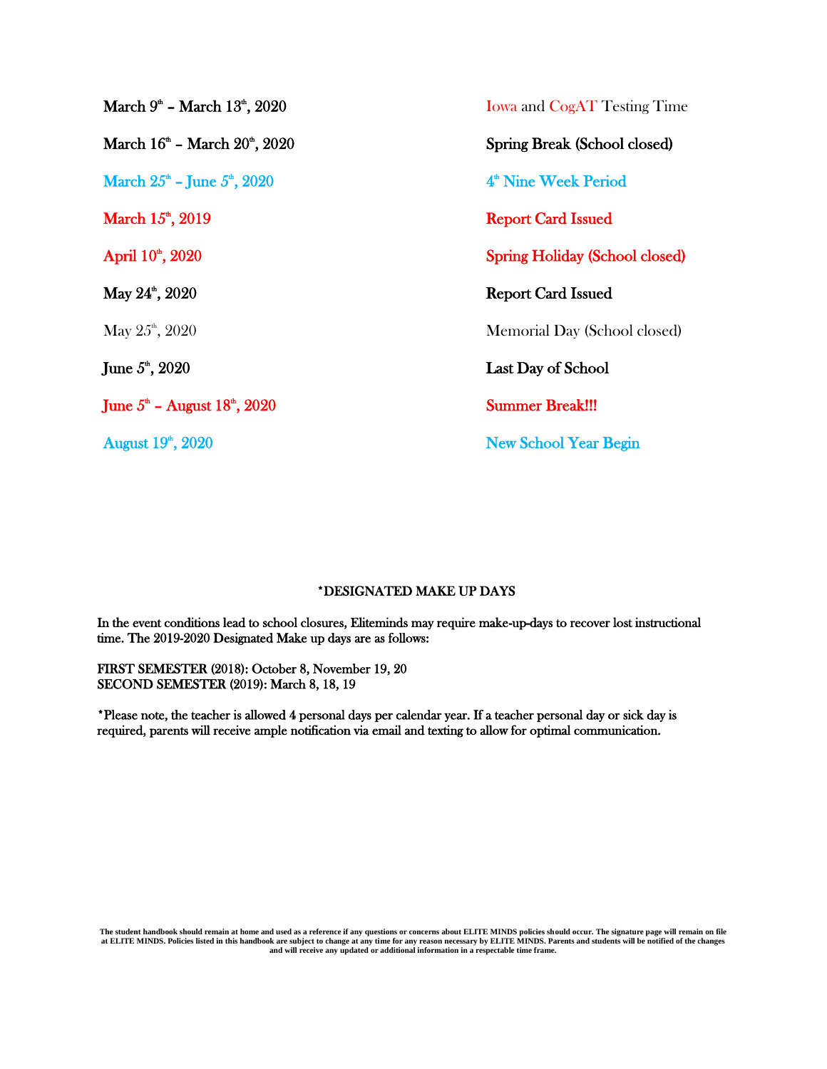| | |
|---|---|
| March 9th – March 13th, 2020 | Iowa and CogAT Testing Time |
| March 16th – March 20th, 2020 | **Spring Break (School closed)** |
| **March 25th – June 5th, 2020** | **4th Nine Week Period** |
| **March 15th, 2019** | **Report Card Issued** |
| **April 10th, 2020** | **Spring Holiday (School closed)** |
| May 24th, 2020 | **Report Card Issued** |
| May 25th, 2020 | Memorial Day (School closed) |
| June 5th, 2020 | **Last Day of School** |
| June 5th – August 18th, 2020 | **Summer Break!!!** |
| August 19th, 2020 | New School Year Begin |

**\*DESIGNATED MAKE UP DAYS**

In the event conditions lead to school closures, Eliteminds may require make-up-days to recover lost instructional time. The 2019-2020 Designated Make up days are as follows:

FIRST SEMESTER (2018): October 8, November 19, 20
SECOND SEMESTER (2019): March 8, 18, 19

\*Please note, the teacher is allowed 4 personal days per calendar year. If a teacher personal day or sick day is required, parents will receive ample notification via email and texting to allow for optimal communication.

**The student handbook should remain at home and used as a reference if any questions or concerns about ELITE MINDS policies should occur. The signature page will remain on file at ELITE MINDS. Policies listed in this handbook are subject to change at any time for any reason necessary by ELITE MINDS. Parents and students will be notified of the changes and will receive any updated or additional information in a respectable time frame.**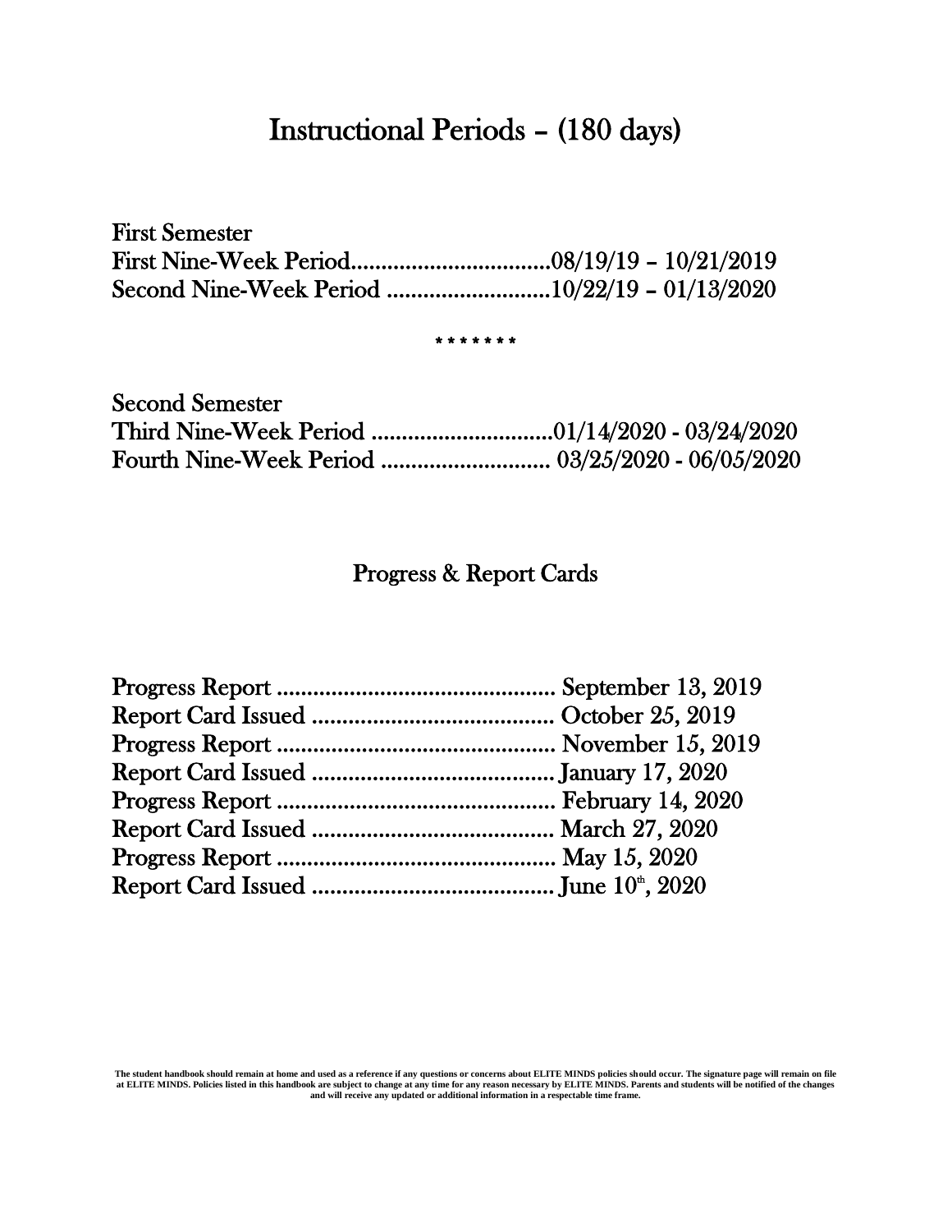# Instructional Periods – (180 days)

First Semester
First Nine-Week Period.................................08/19/19 – 10/21/2019
Second Nine-Week Period ...........................10/22/19 – 01/13/2020

\* \* \* \* \* \* \*

Second Semester
Third Nine-Week Period ...............................01/14/2020 - 03/24/2020
Fourth Nine-Week Period ............................ 03/25/2020 - 06/05/2020

## Progress & Report Cards

Progress Report .............................................. September 13, 2019
Report Card Issued ........................................ October 25, 2019
Progress Report .............................................. November 15, 2019
Report Card Issued ........................................ January 17, 2020
Progress Report .............................................. February 14, 2020
Report Card Issued ........................................ March 27, 2020
Progress Report .............................................. May 15, 2020
Report Card Issued ........................................ June 10th, 2020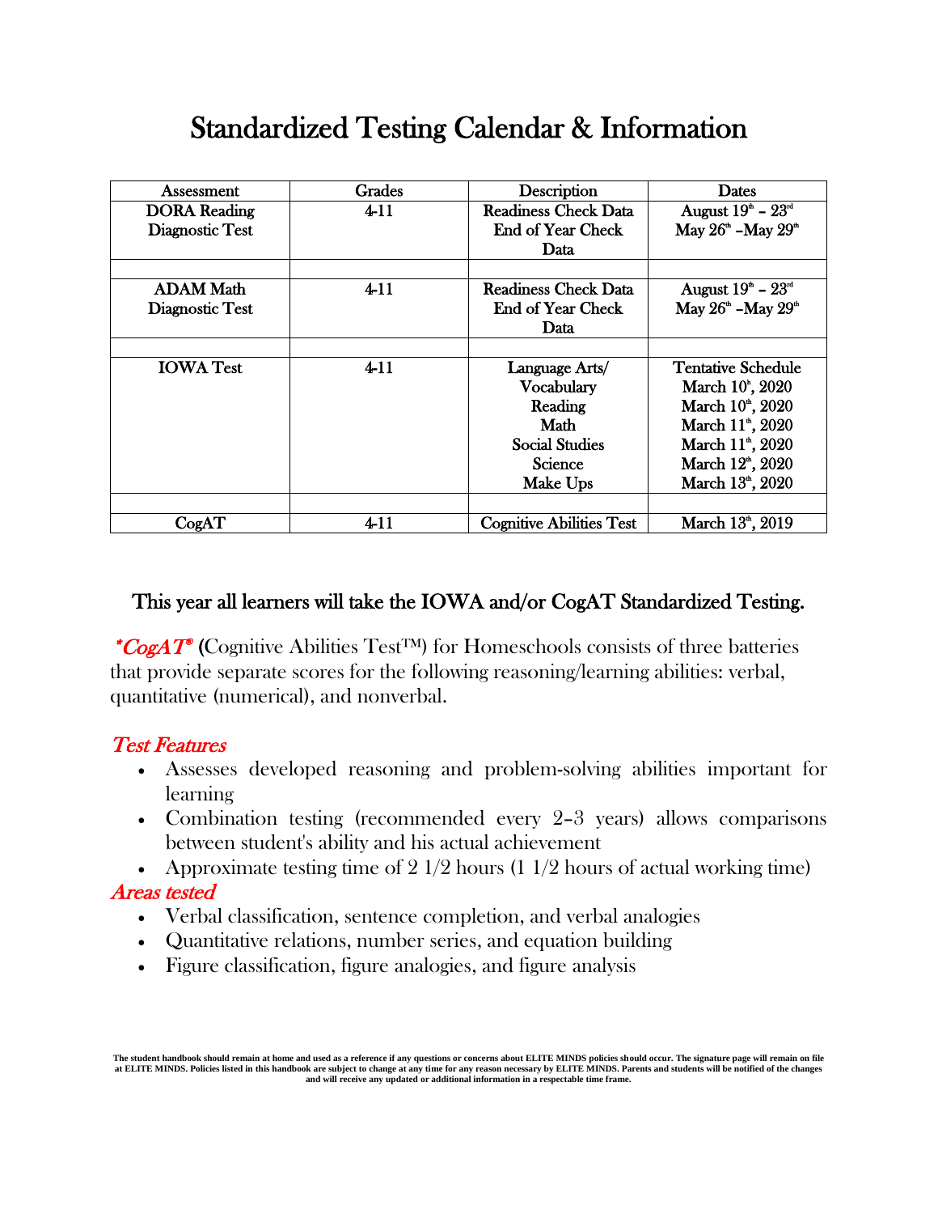# Standardized Testing Calendar & Information

| Assessment | Grades | Description | Dates |
|---|---|---|---|
| DORA Reading Diagnostic Test | 4-11 | Readiness Check Data<br>End of Year Check Data | August 19th – 23rd<br>May 26th –May 29th |
| | | | |
| ADAM Math Diagnostic Test | 4-11 | Readiness Check Data<br>End of Year Check Data | August 19th – 23rd<br>May 26th –May 29th |
| | | | |
| IOWA Test | 4-11 | Language Arts/ Vocabulary<br>Reading<br>Math<br>Social Studies<br>Science<br>Make Ups | Tentative Schedule<br>March 10t, 2020<br>March 10th, 2020<br>March 11th, 2020<br>March 11th, 2020<br>March 12th, 2020<br>March 13th, 2020 |
| | | | |
| CogAT | 4-11 | Cognitive Abilities Test | March 13th, 2019 |

## This year all learners will take the IOWA and/or CogAT Standardized Testing.

***CogAT®*** **(**Cognitive Abilities Test™) for Homeschools consists of three batteries that provide separate scores for the following reasoning/learning abilities: verbal, quantitative (numerical), and nonverbal.

### *Test Features*

- Assesses developed reasoning and problem-solving abilities important for learning
- Combination testing (recommended every 2–3 years) allows comparisons between student's ability and his actual achievement
- Approximate testing time of 2 1/2 hours (1 1/2 hours of actual working time)

### *Areas tested*

- Verbal classification, sentence completion, and verbal analogies
- Quantitative relations, number series, and equation building
- Figure classification, figure analogies, and figure analysis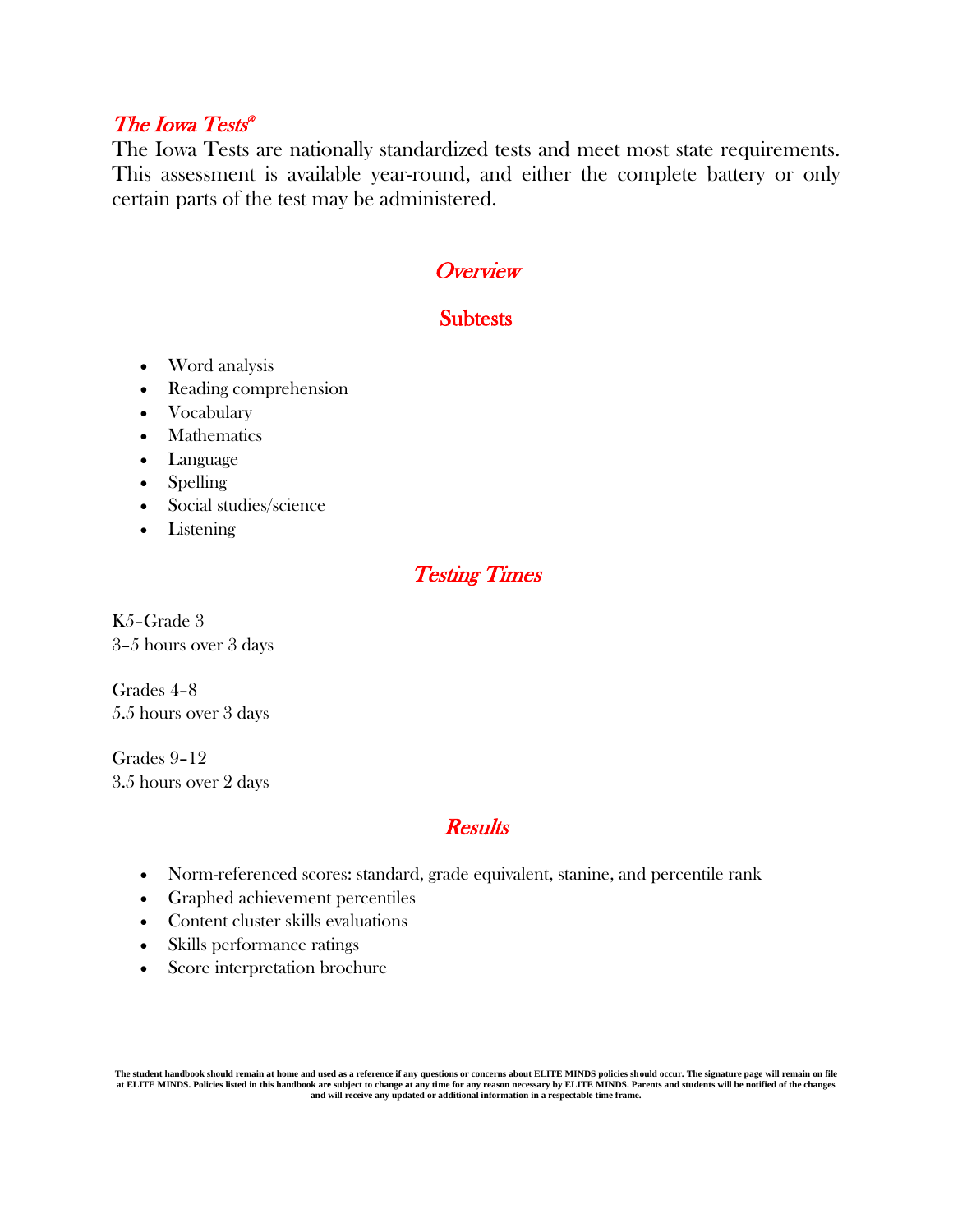## *The Iowa Tests®*

The Iowa Tests are nationally standardized tests and meet most state requirements. This assessment is available year-round, and either the complete battery or only certain parts of the test may be administered.

### *Overview*

### Subtests

- Word analysis
- Reading comprehension
- Vocabulary
- Mathematics
- Language
- Spelling
- Social studies/science
- Listening

### *Testing Times*

K5–Grade 3
3–5 hours over 3 days

Grades 4–8
5.5 hours over 3 days

Grades 9–12
3.5 hours over 2 days

### *Results*

- Norm-referenced scores: standard, grade equivalent, stanine, and percentile rank
- Graphed achievement percentiles
- Content cluster skills evaluations
- Skills performance ratings
- Score interpretation brochure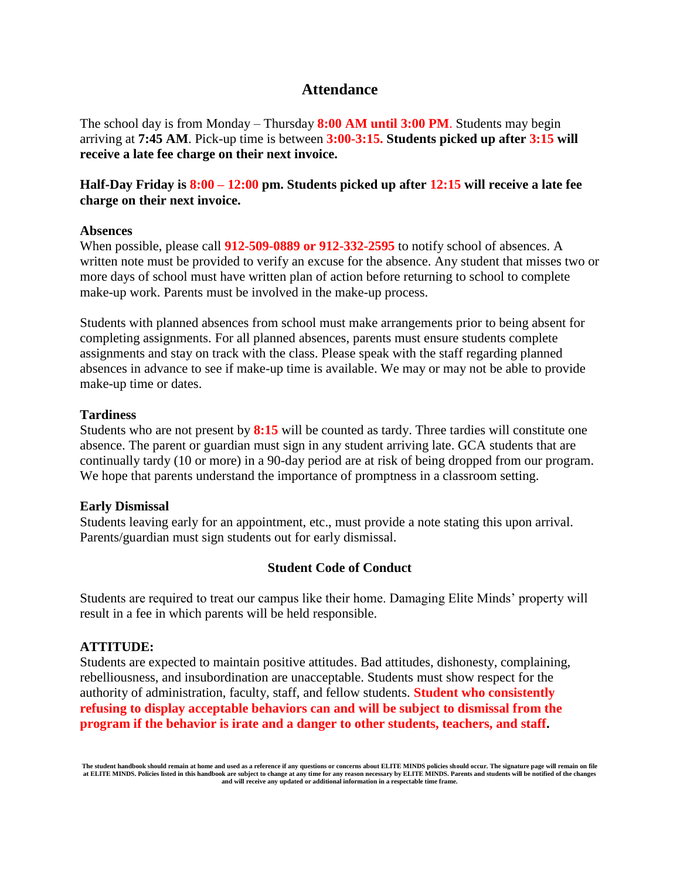## Attendance

The school day is from Monday – Thursday **8:00 AM until 3:00 PM**. Students may begin arriving at **7:45 AM**. Pick-up time is between **3:00-3:15. Students picked up after 3:15 will receive a late fee charge on their next invoice.**

**Half-Day Friday is 8:00 – 12:00 pm. Students picked up after 12:15 will receive a late fee charge on their next invoice.**

### Absences

When possible, please call **912-509-0889 or 912-332-2595** to notify school of absences. A written note must be provided to verify an excuse for the absence. Any student that misses two or more days of school must have written plan of action before returning to school to complete make-up work. Parents must be involved in the make-up process.

Students with planned absences from school must make arrangements prior to being absent for completing assignments. For all planned absences, parents must ensure students complete assignments and stay on track with the class. Please speak with the staff regarding planned absences in advance to see if make-up time is available. We may or may not be able to provide make-up time or dates.

### Tardiness

Students who are not present by **8:15** will be counted as tardy. Three tardies will constitute one absence. The parent or guardian must sign in any student arriving late. GCA students that are continually tardy (10 or more) in a 90-day period are at risk of being dropped from our program. We hope that parents understand the importance of promptness in a classroom setting.

### Early Dismissal

Students leaving early for an appointment, etc., must provide a note stating this upon arrival. Parents/guardian must sign students out for early dismissal.

## Student Code of Conduct

Students are required to treat our campus like their home. Damaging Elite Minds' property will result in a fee in which parents will be held responsible.

### ATTITUDE:

Students are expected to maintain positive attitudes. Bad attitudes, dishonesty, complaining, rebelliousness, and insubordination are unacceptable. Students must show respect for the authority of administration, faculty, staff, and fellow students. **Student who consistently refusing to display acceptable behaviors can and will be subject to dismissal from the program if the behavior is irate and a danger to other students, teachers, and staff.**

**The student handbook should remain at home and used as a reference if any questions or concerns about ELITE MINDS policies should occur. The signature page will remain on file at ELITE MINDS. Policies listed in this handbook are subject to change at any time for any reason necessary by ELITE MINDS. Parents and students will be notified of the changes and will receive any updated or additional information in a respectable time frame.**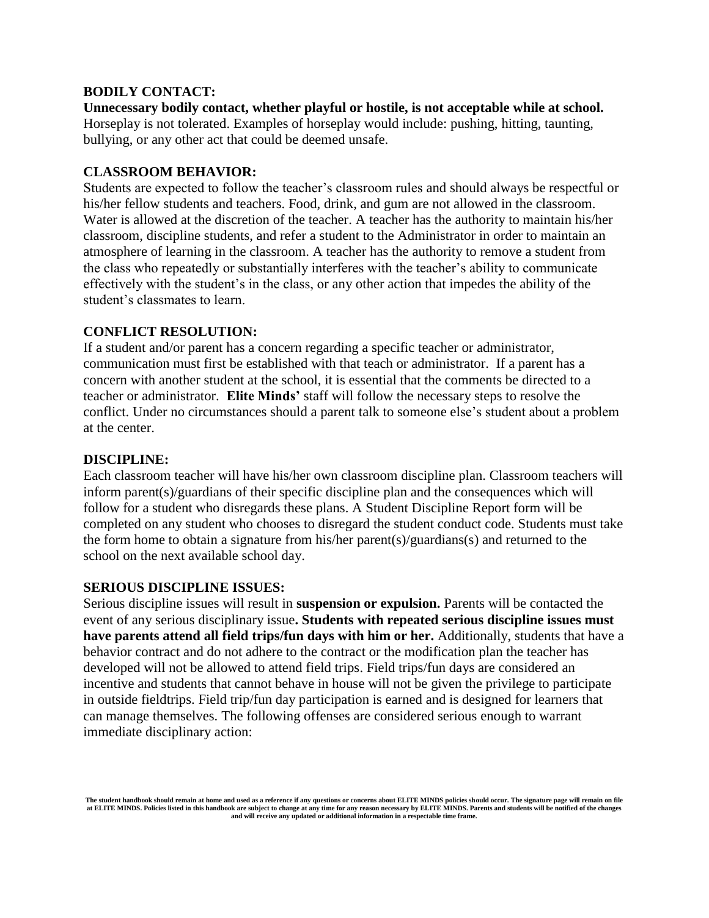## BODILY CONTACT:

**Unnecessary bodily contact, whether playful or hostile, is not acceptable while at school.** Horseplay is not tolerated. Examples of horseplay would include: pushing, hitting, taunting, bullying, or any other act that could be deemed unsafe.

## CLASSROOM BEHAVIOR:

Students are expected to follow the teacher's classroom rules and should always be respectful or his/her fellow students and teachers. Food, drink, and gum are not allowed in the classroom. Water is allowed at the discretion of the teacher. A teacher has the authority to maintain his/her classroom, discipline students, and refer a student to the Administrator in order to maintain an atmosphere of learning in the classroom. A teacher has the authority to remove a student from the class who repeatedly or substantially interferes with the teacher's ability to communicate effectively with the student's in the class, or any other action that impedes the ability of the student's classmates to learn.

## CONFLICT RESOLUTION:

If a student and/or parent has a concern regarding a specific teacher or administrator, communication must first be established with that teach or administrator. If a parent has a concern with another student at the school, it is essential that the comments be directed to a teacher or administrator. **Elite Minds'** staff will follow the necessary steps to resolve the conflict. Under no circumstances should a parent talk to someone else's student about a problem at the center.

## DISCIPLINE:

Each classroom teacher will have his/her own classroom discipline plan. Classroom teachers will inform parent(s)/guardians of their specific discipline plan and the consequences which will follow for a student who disregards these plans. A Student Discipline Report form will be completed on any student who chooses to disregard the student conduct code. Students must take the form home to obtain a signature from his/her parent(s)/guardians(s) and returned to the school on the next available school day.

## SERIOUS DISCIPLINE ISSUES:

Serious discipline issues will result in **suspension or expulsion.** Parents will be contacted the event of any serious disciplinary issue**. Students with repeated serious discipline issues must have parents attend all field trips/fun days with him or her.** Additionally, students that have a behavior contract and do not adhere to the contract or the modification plan the teacher has developed will not be allowed to attend field trips. Field trips/fun days are considered an incentive and students that cannot behave in house will not be given the privilege to participate in outside fieldtrips. Field trip/fun day participation is earned and is designed for learners that can manage themselves. The following offenses are considered serious enough to warrant immediate disciplinary action: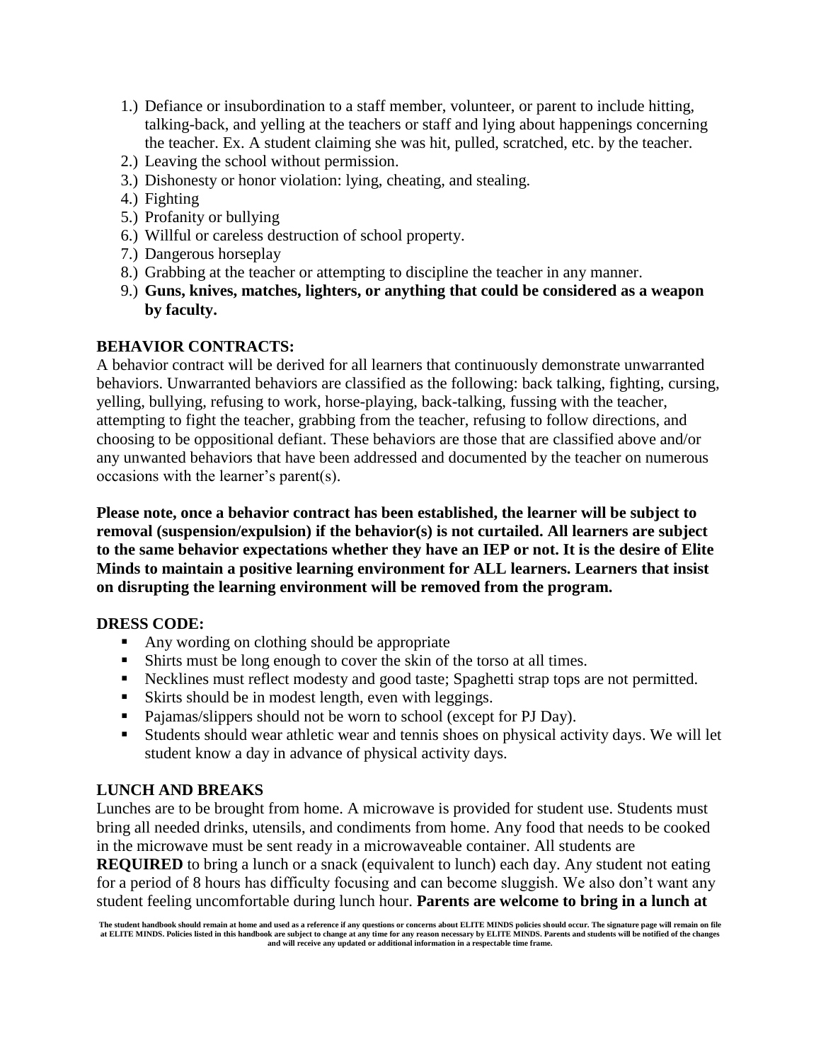1.) Defiance or insubordination to a staff member, volunteer, or parent to include hitting, talking-back, and yelling at the teachers or staff and lying about happenings concerning the teacher. Ex. A student claiming she was hit, pulled, scratched, etc. by the teacher.

2.) Leaving the school without permission.

3.) Dishonesty or honor violation: lying, cheating, and stealing.

4.) Fighting

5.) Profanity or bullying

6.) Willful or careless destruction of school property.

7.) Dangerous horseplay

8.) Grabbing at the teacher or attempting to discipline the teacher in any manner.

9.) **Guns, knives, matches, lighters, or anything that could be considered as a weapon by faculty.**

## BEHAVIOR CONTRACTS:

A behavior contract will be derived for all learners that continuously demonstrate unwarranted behaviors. Unwarranted behaviors are classified as the following: back talking, fighting, cursing, yelling, bullying, refusing to work, horse-playing, back-talking, fussing with the teacher, attempting to fight the teacher, grabbing from the teacher, refusing to follow directions, and choosing to be oppositional defiant. These behaviors are those that are classified above and/or any unwanted behaviors that have been addressed and documented by the teacher on numerous occasions with the learner's parent(s).

**Please note, once a behavior contract has been established, the learner will be subject to removal (suspension/expulsion) if the behavior(s) is not curtailed. All learners are subject to the same behavior expectations whether they have an IEP or not. It is the desire of Elite Minds to maintain a positive learning environment for ALL learners. Learners that insist on disrupting the learning environment will be removed from the program.**

## DRESS CODE:

- Any wording on clothing should be appropriate
- Shirts must be long enough to cover the skin of the torso at all times.
- Necklines must reflect modesty and good taste; Spaghetti strap tops are not permitted.
- Skirts should be in modest length, even with leggings.
- Pajamas/slippers should not be worn to school (except for PJ Day).
- Students should wear athletic wear and tennis shoes on physical activity days. We will let student know a day in advance of physical activity days.

## LUNCH AND BREAKS

Lunches are to be brought from home. A microwave is provided for student use. Students must bring all needed drinks, utensils, and condiments from home. Any food that needs to be cooked in the microwave must be sent ready in a microwaveable container. All students are **REQUIRED** to bring a lunch or a snack (equivalent to lunch) each day. Any student not eating for a period of 8 hours has difficulty focusing and can become sluggish. We also don't want any student feeling uncomfortable during lunch hour. **Parents are welcome to bring in a lunch at**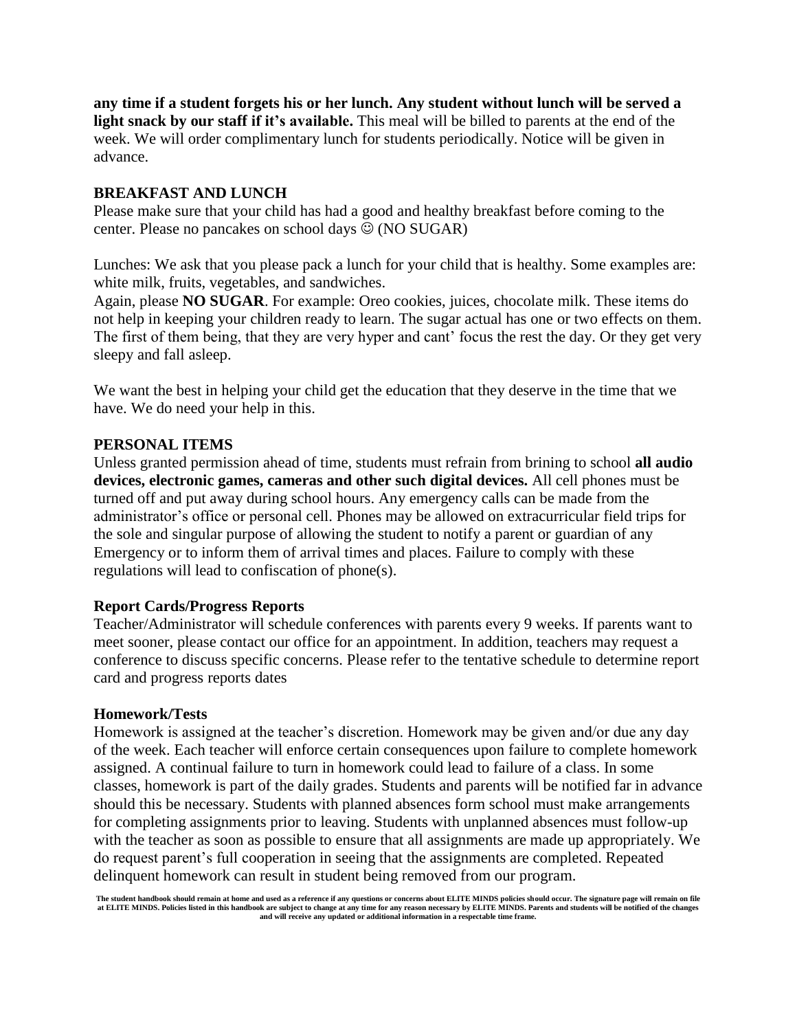**any time if a student forgets his or her lunch. Any student without lunch will be served a light snack by our staff if it's available.** This meal will be billed to parents at the end of the week. We will order complimentary lunch for students periodically. Notice will be given in advance.

## BREAKFAST AND LUNCH

Please make sure that your child has had a good and healthy breakfast before coming to the center. Please no pancakes on school days ☺ (NO SUGAR)

Lunches: We ask that you please pack a lunch for your child that is healthy. Some examples are: white milk, fruits, vegetables, and sandwiches.

Again, please **NO SUGAR**. For example: Oreo cookies, juices, chocolate milk. These items do not help in keeping your children ready to learn. The sugar actual has one or two effects on them. The first of them being, that they are very hyper and cant' focus the rest the day. Or they get very sleepy and fall asleep.

We want the best in helping your child get the education that they deserve in the time that we have. We do need your help in this.

## PERSONAL ITEMS

Unless granted permission ahead of time, students must refrain from brining to school **all audio devices, electronic games, cameras and other such digital devices.** All cell phones must be turned off and put away during school hours. Any emergency calls can be made from the administrator's office or personal cell. Phones may be allowed on extracurricular field trips for the sole and singular purpose of allowing the student to notify a parent or guardian of any Emergency or to inform them of arrival times and places. Failure to comply with these regulations will lead to confiscation of phone(s).

## Report Cards/Progress Reports

Teacher/Administrator will schedule conferences with parents every 9 weeks. If parents want to meet sooner, please contact our office for an appointment. In addition, teachers may request a conference to discuss specific concerns. Please refer to the tentative schedule to determine report card and progress reports dates

## Homework/Tests

Homework is assigned at the teacher's discretion. Homework may be given and/or due any day of the week. Each teacher will enforce certain consequences upon failure to complete homework assigned. A continual failure to turn in homework could lead to failure of a class. In some classes, homework is part of the daily grades. Students and parents will be notified far in advance should this be necessary. Students with planned absences form school must make arrangements for completing assignments prior to leaving. Students with unplanned absences must follow-up with the teacher as soon as possible to ensure that all assignments are made up appropriately. We do request parent's full cooperation in seeing that the assignments are completed. Repeated delinquent homework can result in student being removed from our program.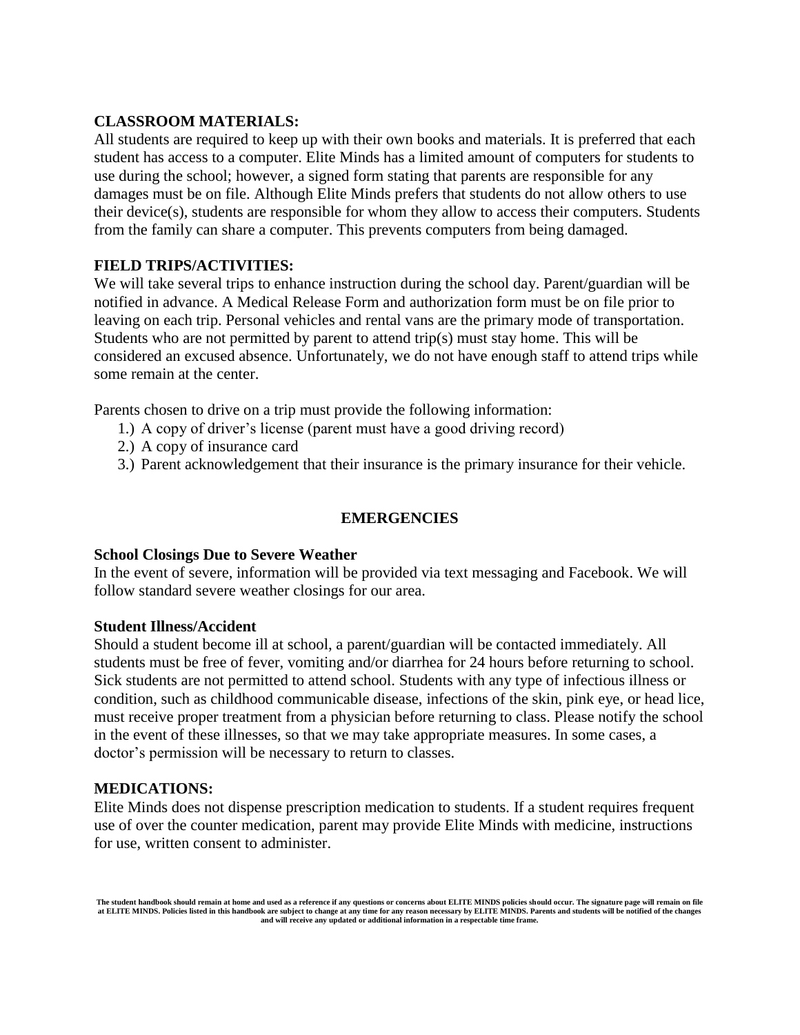**CLASSROOM MATERIALS:**

All students are required to keep up with their own books and materials. It is preferred that each student has access to a computer. Elite Minds has a limited amount of computers for students to use during the school; however, a signed form stating that parents are responsible for any damages must be on file. Although Elite Minds prefers that students do not allow others to use their device(s), students are responsible for whom they allow to access their computers. Students from the family can share a computer. This prevents computers from being damaged.

**FIELD TRIPS/ACTIVITIES:**

We will take several trips to enhance instruction during the school day. Parent/guardian will be notified in advance. A Medical Release Form and authorization form must be on file prior to leaving on each trip. Personal vehicles and rental vans are the primary mode of transportation. Students who are not permitted by parent to attend trip(s) must stay home. This will be considered an excused absence. Unfortunately, we do not have enough staff to attend trips while some remain at the center.

Parents chosen to drive on a trip must provide the following information:

1.) A copy of driver's license (parent must have a good driving record)
2.) A copy of insurance card
3.) Parent acknowledgement that their insurance is the primary insurance for their vehicle.

## EMERGENCIES

**School Closings Due to Severe Weather**

In the event of severe, information will be provided via text messaging and Facebook. We will follow standard severe weather closings for our area.

**Student Illness/Accident**

Should a student become ill at school, a parent/guardian will be contacted immediately. All students must be free of fever, vomiting and/or diarrhea for 24 hours before returning to school. Sick students are not permitted to attend school. Students with any type of infectious illness or condition, such as childhood communicable disease, infections of the skin, pink eye, or head lice, must receive proper treatment from a physician before returning to class. Please notify the school in the event of these illnesses, so that we may take appropriate measures. In some cases, a doctor's permission will be necessary to return to classes.

**MEDICATIONS:**

Elite Minds does not dispense prescription medication to students. If a student requires frequent use of over the counter medication, parent may provide Elite Minds with medicine, instructions for use, written consent to administer.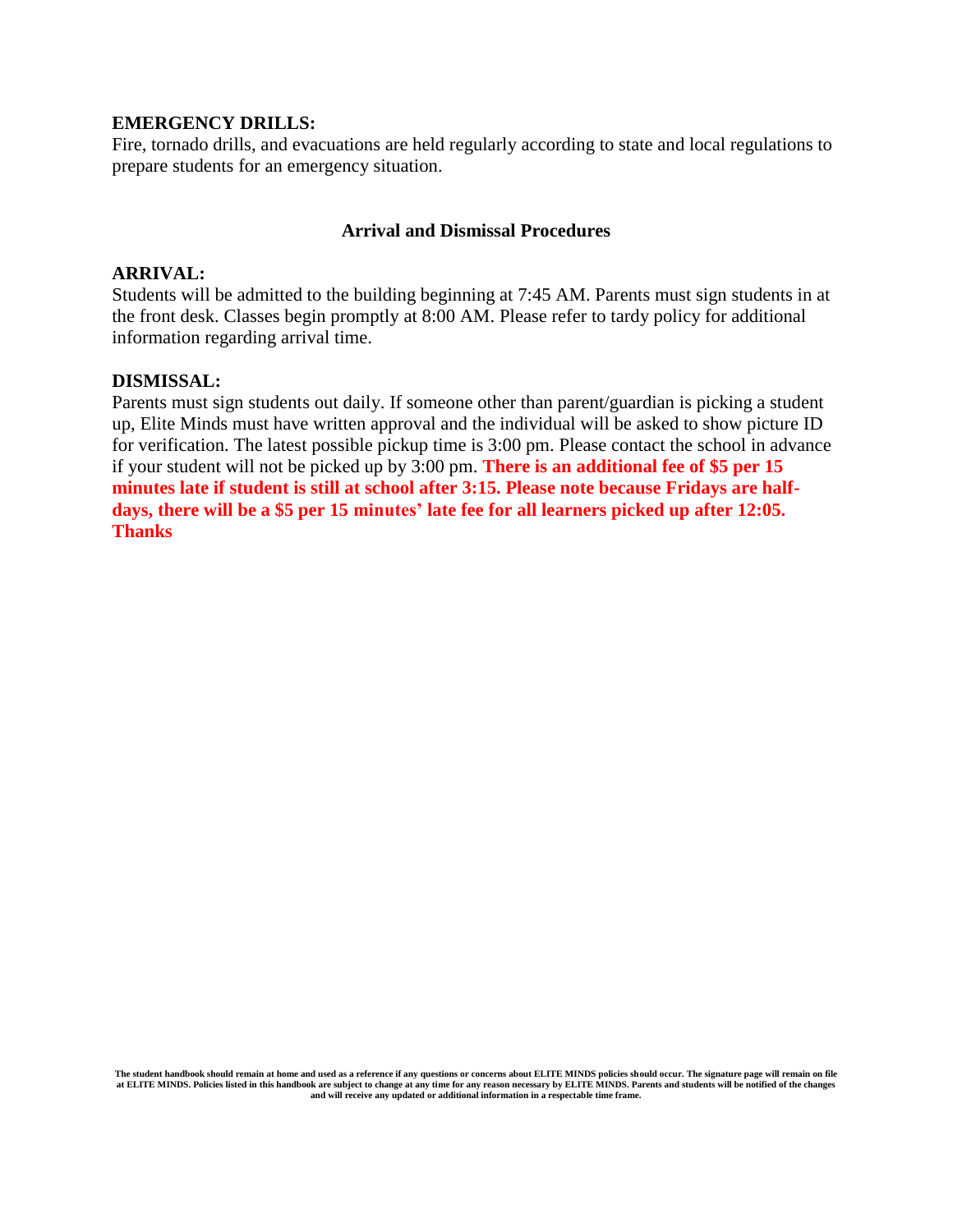**EMERGENCY DRILLS:**
Fire, tornado drills, and evacuations are held regularly according to state and local regulations to prepare students for an emergency situation.

## Arrival and Dismissal Procedures

**ARRIVAL:**
Students will be admitted to the building beginning at 7:45 AM. Parents must sign students in at the front desk. Classes begin promptly at 8:00 AM. Please refer to tardy policy for additional information regarding arrival time.

**DISMISSAL:**
Parents must sign students out daily. If someone other than parent/guardian is picking a student up, Elite Minds must have written approval and the individual will be asked to show picture ID for verification. The latest possible pickup time is 3:00 pm. Please contact the school in advance if your student will not be picked up by 3:00 pm. **There is an additional fee of $5 per 15 minutes late if student is still at school after 3:15. Please note because Fridays are half-days, there will be a $5 per 15 minutes' late fee for all learners picked up after 12:05. Thanks**

**The student handbook should remain at home and used as a reference if any questions or concerns about ELITE MINDS policies should occur. The signature page will remain on file at ELITE MINDS. Policies listed in this handbook are subject to change at any time for any reason necessary by ELITE MINDS. Parents and students will be notified of the changes and will receive any updated or additional information in a respectable time frame.**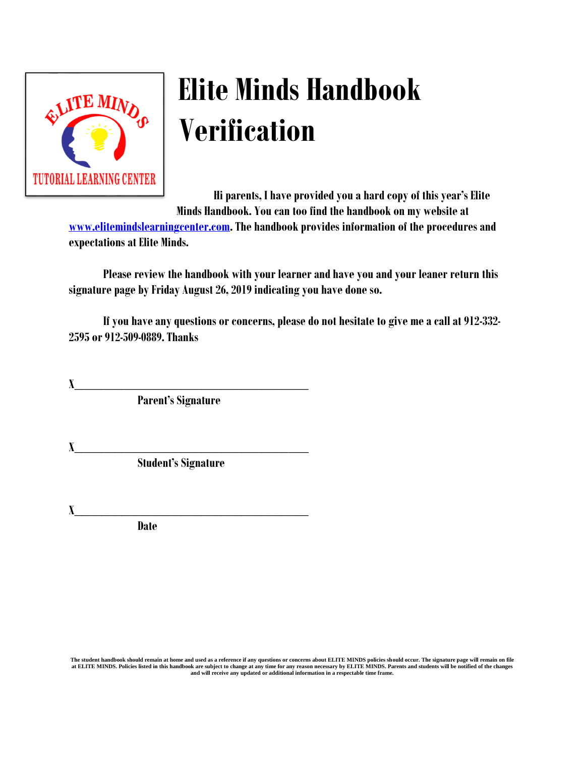# Elite Minds Handbook Verification

Hi parents, I have provided you a hard copy of this year's Elite Minds Handbook. You can too find the handbook on my website at [www.elitemindslearningcenter.com](http://www.elitemindslearningcenter.com). The handbook provides information of the procedures and expectations at Elite Minds.

Please review the handbook with your learner and have you and your leaner return this signature page by Friday August 26, 2019 indicating you have done so.

If you have any questions or concerns, please do not hesitate to give me a call at 912-332-2595 or 912-509-0889. Thanks

X_____________________________________________

Parent's Signature

X_____________________________________________

Student's Signature

X_____________________________________________

Date

The student handbook should remain at home and used as a reference if any questions or concerns about ELITE MINDS policies should occur. The signature page will remain on file at ELITE MINDS. Policies listed in this handbook are subject to change at any time for any reason necessary by ELITE MINDS. Parents and students will be notified of the changes and will receive any updated or additional information in a respectable time frame.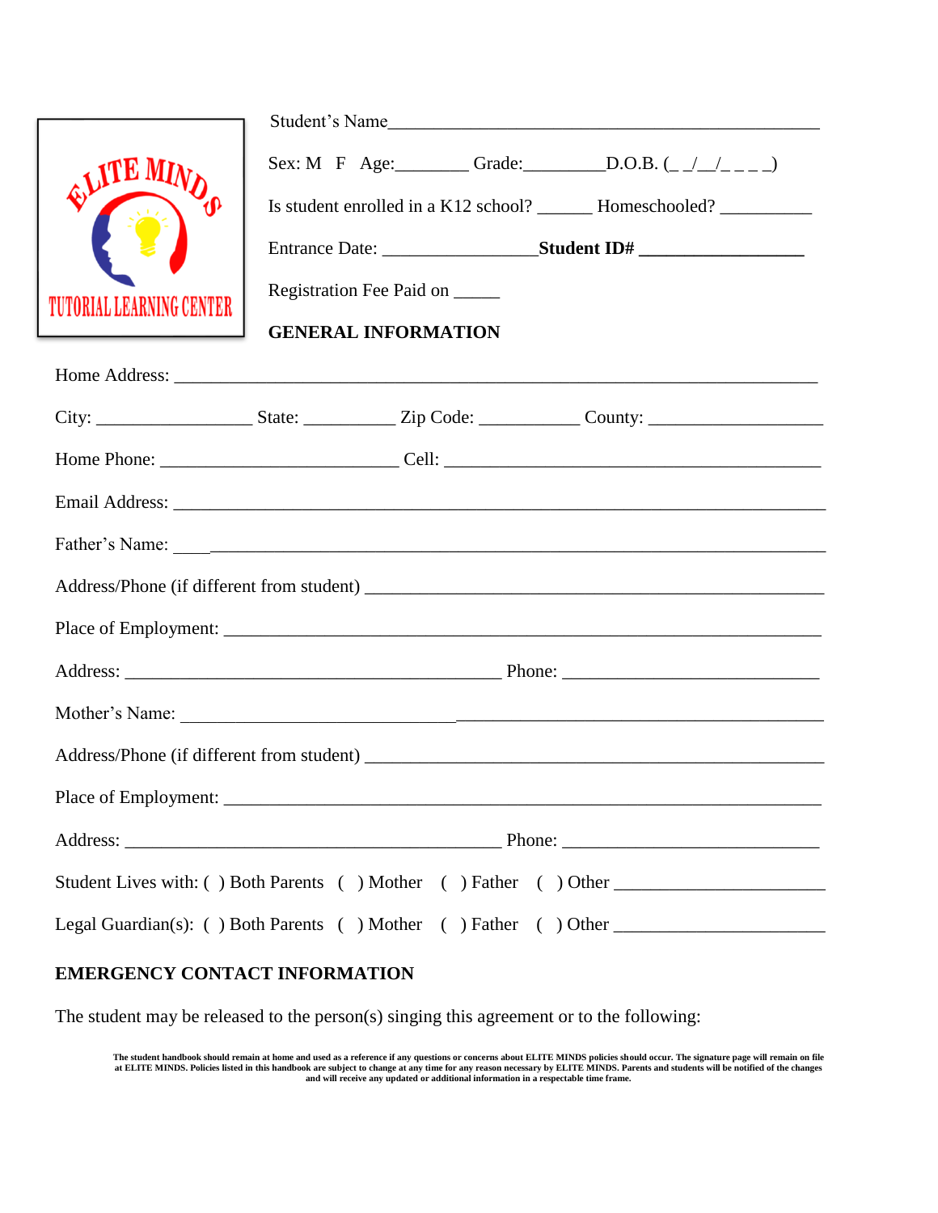ELITE MINDS

TUTORIAL LEARNING CENTER

Student's Name_______________________________________________

Sex: M F Age:________ Grade:_________D.O.B. (_ _/__/_ _ _ _)

Is student enrolled in a K12 school? ______ Homeschooled? __________

Entrance Date: _________________**Student ID# __________________**

Registration Fee Paid on _____

**GENERAL INFORMATION**

Home Address: ________________________________________________________________________

City: _________________ State: __________ Zip Code: ___________ County: ___________________

Home Phone: __________________________ Cell: __________________________________________

Email Address: _________________________________________________________________________

Father's Name: _________________________________________________________________________

Address/Phone (if different from student) __________________________________________________

Place of Employment: ____________________________________________________________________

Address: __________________________________________ Phone: _____________________________

Mother's Name: _________________________________________________________________________

Address/Phone (if different from student) __________________________________________________

Place of Employment: ____________________________________________________________________

Address: __________________________________________ Phone: _____________________________

Student Lives with: ( ) Both Parents ( ) Mother ( ) Father ( ) Other ______________________

Legal Guardian(s): ( ) Both Parents ( ) Mother ( ) Father ( ) Other ______________________

**EMERGENCY CONTACT INFORMATION**

The student may be released to the person(s) singing this agreement or to the following:

**The student handbook should remain at home and used as a reference if any questions or concerns about ELITE MINDS policies should occur. The signature page will remain on file at ELITE MINDS. Policies listed in this handbook are subject to change at any time for any reason necessary by ELITE MINDS. Parents and students will be notified of the changes and will receive any updated or additional information in a respectable time frame.**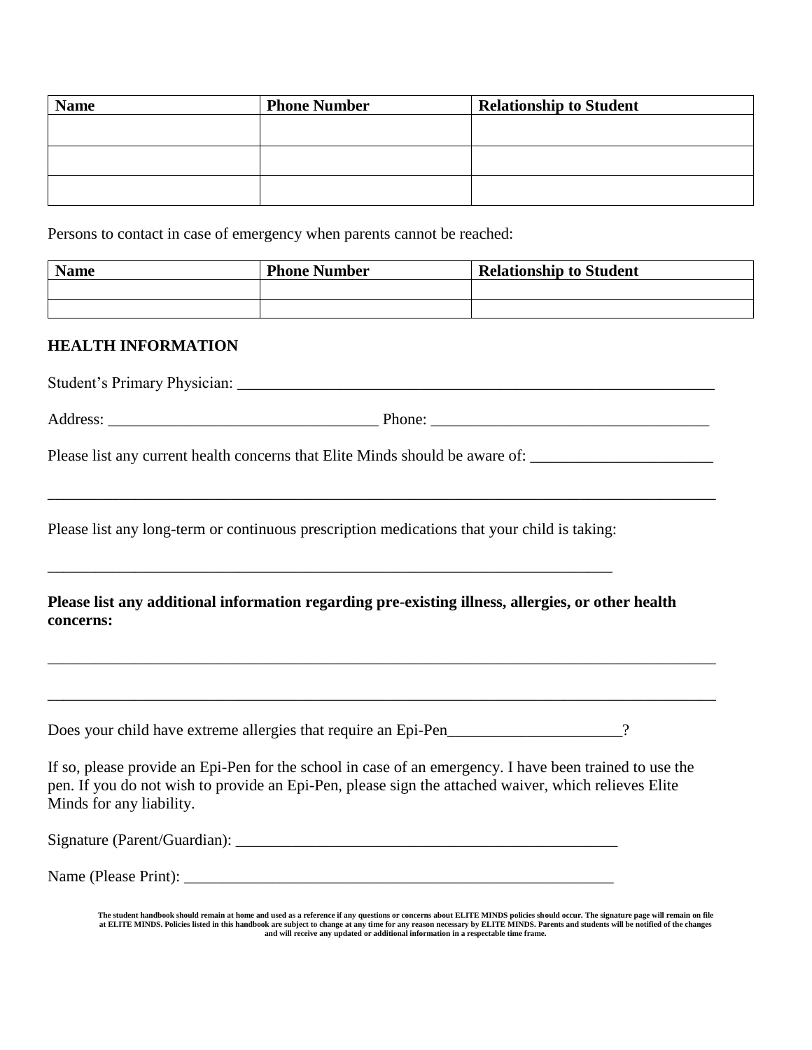| Name | Phone Number | Relationship to Student |
| --- | --- | --- |
| | | |
| | | |
| | | |

Persons to contact in case of emergency when parents cannot be reached:

| Name | Phone Number | Relationship to Student |
| --- | --- | --- |
| | | |
| | | |

**HEALTH INFORMATION**

Student's Primary Physician: ______________________________________________________________

Address: __________________________________ Phone: ___________________________________

Please list any current health concerns that Elite Minds should be aware of: _______________________

_____________________________________________________________________________________

Please list any long-term or continuous prescription medications that your child is taking:

__________________________________________________________________________

**Please list any additional information regarding pre-existing illness, allergies, or other health concerns:**

_____________________________________________________________________________________

_____________________________________________________________________________________

Does your child have extreme allergies that require an Epi-Pen______________________?

If so, please provide an Epi-Pen for the school in case of an emergency. I have been trained to use the pen. If you do not wish to provide an Epi-Pen, please sign the attached waiver, which relieves Elite Minds for any liability.

Signature (Parent/Guardian): __________________________________________________

Name (Please Print): _________________________________________________________

**The student handbook should remain at home and used as a reference if any questions or concerns about ELITE MINDS policies should occur. The signature page will remain on file at ELITE MINDS. Policies listed in this handbook are subject to change at any time for any reason necessary by ELITE MINDS. Parents and students will be notified of the changes and will receive any updated or additional information in a respectable time frame.**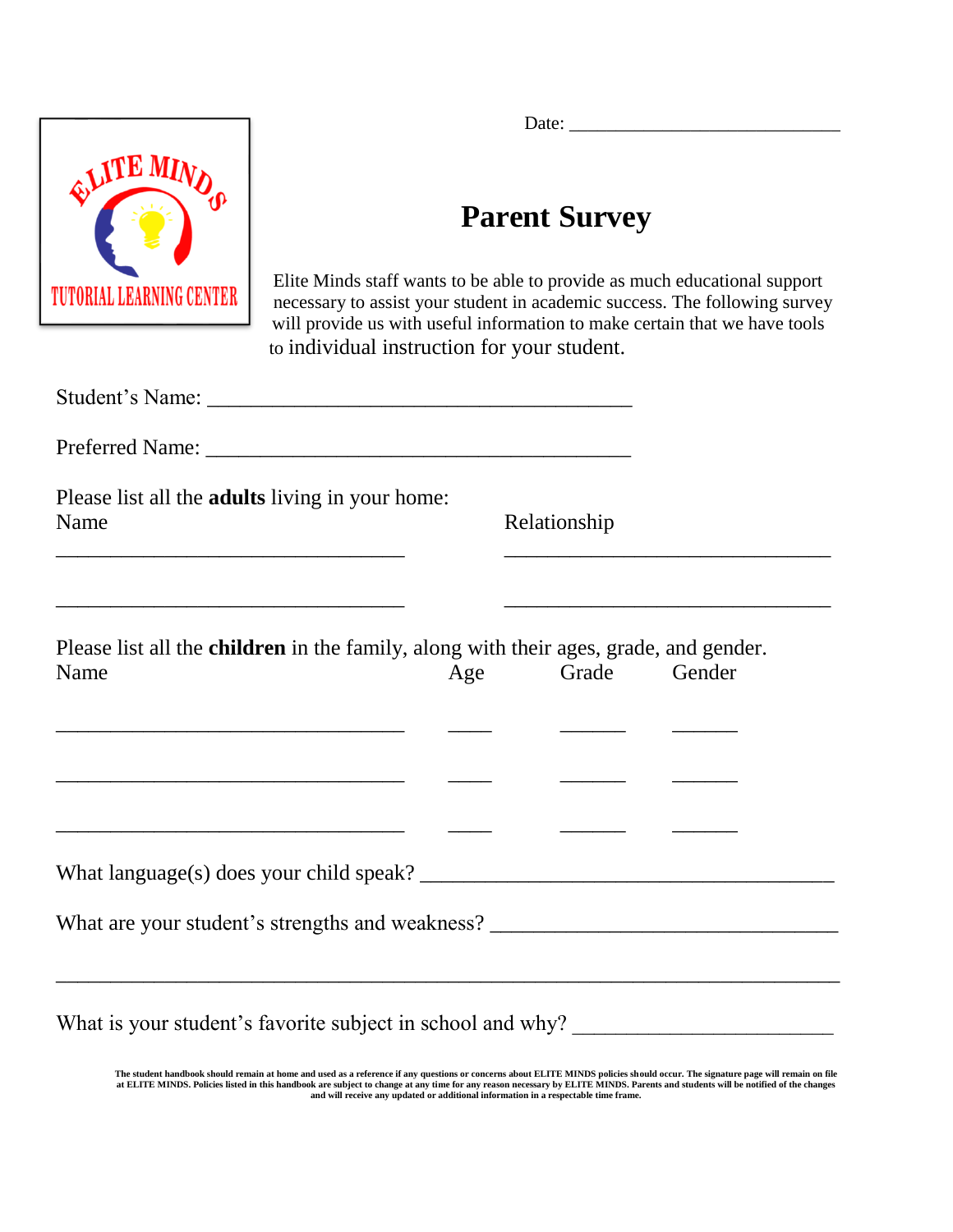ELITE MINDS
TUTORIAL LEARNING CENTER

Date: ___________________________

# Parent Survey

Elite Minds staff wants to be able to provide as much educational support necessary to assist your student in academic success. The following survey will provide us with useful information to make certain that we have tools to individual instruction for your student.

Student's Name: ______________________________________

Preferred Name: ______________________________________

Please list all the **adults** living in your home:

| Name | Relationship |
| --- | --- |
| ______________________________ | ______________________________ |
| ______________________________ | ______________________________ |

Please list all the **children** in the family, along with their ages, grade, and gender.

| Name | Age | Grade | Gender |
| --- | --- | --- | --- |
| ______________________________ | ____ | ______ | ______ |
| ______________________________ | ____ | ______ | ______ |
| ______________________________ | ____ | ______ | ______ |

What language(s) does your child speak? ______________________________________

What are your student's strengths and weakness? ________________________________

_____________________________________________________________________

What is your student's favorite subject in school and why? _______________________

**The student handbook should remain at home and used as a reference if any questions or concerns about ELITE MINDS policies should occur. The signature page will remain on file at ELITE MINDS. Policies listed in this handbook are subject to change at any time for any reason necessary by ELITE MINDS. Parents and students will be notified of the changes and will receive any updated or additional information in a respectable time frame.**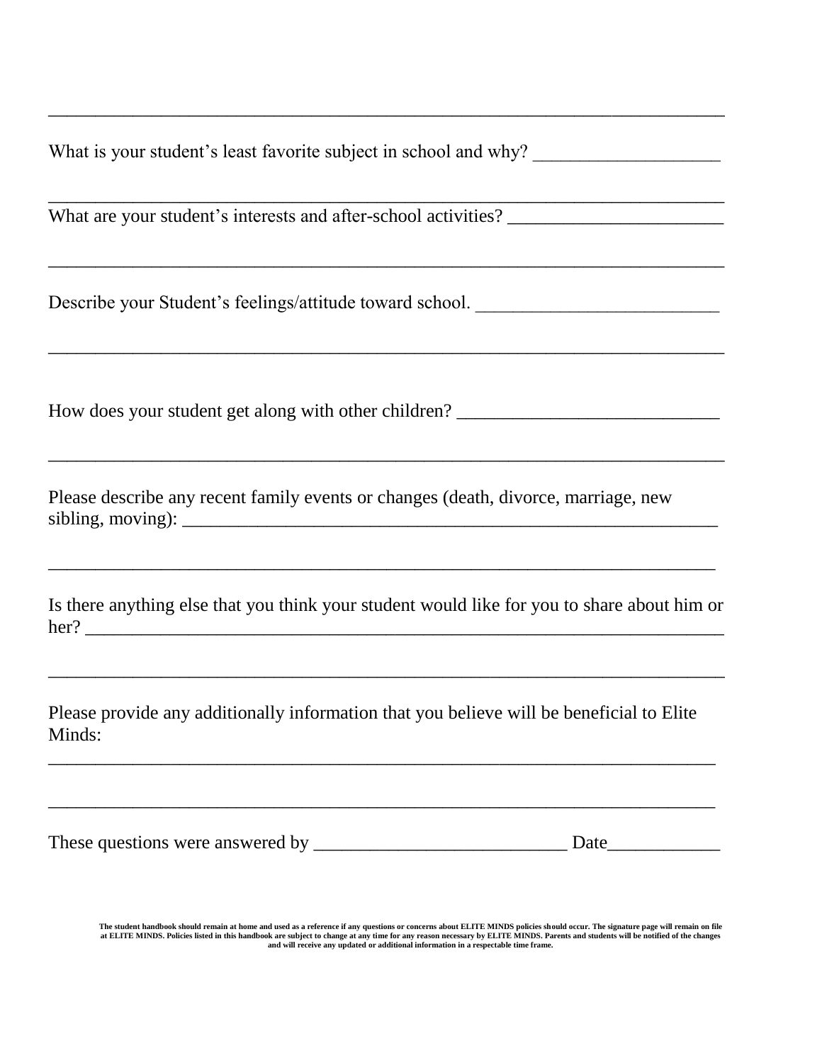\_\_\_\_\_\_\_\_\_\_\_\_\_\_\_\_\_\_\_\_\_\_\_\_\_\_\_\_\_\_\_\_\_\_\_\_\_\_\_\_\_\_\_\_\_\_\_\_\_\_\_\_\_\_\_\_\_\_\_\_\_\_\_\_\_\_\_\_\_\_

What is your student's least favorite subject in school and why? \_\_\_\_\_\_\_\_\_\_\_\_\_\_\_\_\_\_\_\_

\_\_\_\_\_\_\_\_\_\_\_\_\_\_\_\_\_\_\_\_\_\_\_\_\_\_\_\_\_\_\_\_\_\_\_\_\_\_\_\_\_\_\_\_\_\_\_\_\_\_\_\_\_\_\_\_\_\_\_\_\_\_\_\_\_\_\_\_\_\_

What are your student's interests and after-school activities? \_\_\_\_\_\_\_\_\_\_\_\_\_\_\_\_\_\_\_\_\_\_\_

\_\_\_\_\_\_\_\_\_\_\_\_\_\_\_\_\_\_\_\_\_\_\_\_\_\_\_\_\_\_\_\_\_\_\_\_\_\_\_\_\_\_\_\_\_\_\_\_\_\_\_\_\_\_\_\_\_\_\_\_\_\_\_\_\_\_\_\_\_\_

Describe your Student's feelings/attitude toward school. \_\_\_\_\_\_\_\_\_\_\_\_\_\_\_\_\_\_\_\_\_\_\_\_\_\_

\_\_\_\_\_\_\_\_\_\_\_\_\_\_\_\_\_\_\_\_\_\_\_\_\_\_\_\_\_\_\_\_\_\_\_\_\_\_\_\_\_\_\_\_\_\_\_\_\_\_\_\_\_\_\_\_\_\_\_\_\_\_\_\_\_\_\_\_\_\_

How does your student get along with other children? \_\_\_\_\_\_\_\_\_\_\_\_\_\_\_\_\_\_\_\_\_\_\_\_\_\_\_\_

\_\_\_\_\_\_\_\_\_\_\_\_\_\_\_\_\_\_\_\_\_\_\_\_\_\_\_\_\_\_\_\_\_\_\_\_\_\_\_\_\_\_\_\_\_\_\_\_\_\_\_\_\_\_\_\_\_\_\_\_\_\_\_\_\_\_\_\_\_\_

Please describe any recent family events or changes (death, divorce, marriage, new sibling, moving): \_\_\_\_\_\_\_\_\_\_\_\_\_\_\_\_\_\_\_\_\_\_\_\_\_\_\_\_\_\_\_\_\_\_\_\_\_\_\_\_\_\_\_\_\_\_\_\_\_\_\_\_\_\_\_\_\_\_

\_\_\_\_\_\_\_\_\_\_\_\_\_\_\_\_\_\_\_\_\_\_\_\_\_\_\_\_\_\_\_\_\_\_\_\_\_\_\_\_\_\_\_\_\_\_\_\_\_\_\_\_\_\_\_\_\_\_\_\_\_\_\_\_\_\_\_\_\_\_

Is there anything else that you think your student would like for you to share about him or her? \_\_\_\_\_\_\_\_\_\_\_\_\_\_\_\_\_\_\_\_\_\_\_\_\_\_\_\_\_\_\_\_\_\_\_\_\_\_\_\_\_\_\_\_\_\_\_\_\_\_\_\_\_\_\_\_\_\_\_\_\_\_\_\_\_\_

\_\_\_\_\_\_\_\_\_\_\_\_\_\_\_\_\_\_\_\_\_\_\_\_\_\_\_\_\_\_\_\_\_\_\_\_\_\_\_\_\_\_\_\_\_\_\_\_\_\_\_\_\_\_\_\_\_\_\_\_\_\_\_\_\_\_\_\_\_\_

Please provide any additionally information that you believe will be beneficial to Elite Minds:

\_\_\_\_\_\_\_\_\_\_\_\_\_\_\_\_\_\_\_\_\_\_\_\_\_\_\_\_\_\_\_\_\_\_\_\_\_\_\_\_\_\_\_\_\_\_\_\_\_\_\_\_\_\_\_\_\_\_\_\_\_\_\_\_\_\_\_\_\_\_

\_\_\_\_\_\_\_\_\_\_\_\_\_\_\_\_\_\_\_\_\_\_\_\_\_\_\_\_\_\_\_\_\_\_\_\_\_\_\_\_\_\_\_\_\_\_\_\_\_\_\_\_\_\_\_\_\_\_\_\_\_\_\_\_\_\_\_\_\_\_

These questions were answered by \_\_\_\_\_\_\_\_\_\_\_\_\_\_\_\_\_\_\_\_\_\_\_\_\_\_\_ Date\_\_\_\_\_\_\_\_\_\_\_\_

**The student handbook should remain at home and used as a reference if any questions or concerns about ELITE MINDS policies should occur. The signature page will remain on file at ELITE MINDS. Policies listed in this handbook are subject to change at any time for any reason necessary by ELITE MINDS. Parents and students will be notified of the changes and will receive any updated or additional information in a respectable time frame.**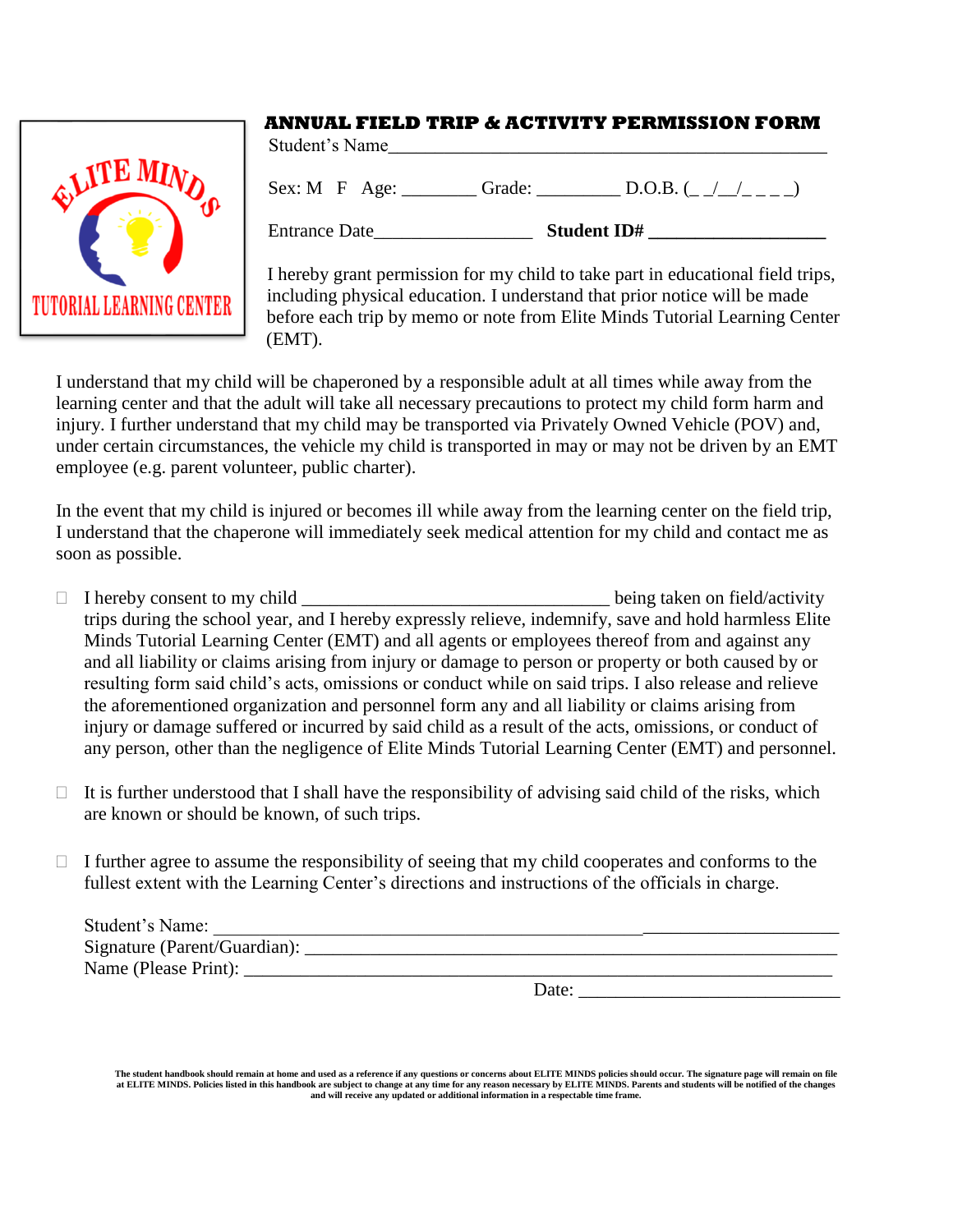ELITE MINDS TUTORIAL LEARNING CENTER

## ANNUAL FIELD TRIP & ACTIVITY PERMISSION FORM

Student's Name_______________________________________________

Sex: M F Age: ________ Grade: _________ D.O.B. (_ _/__/_ _ _ _)

Entrance Date_________________ **Student ID# ___________________**

I hereby grant permission for my child to take part in educational field trips, including physical education. I understand that prior notice will be made before each trip by memo or note from Elite Minds Tutorial Learning Center (EMT).

I understand that my child will be chaperoned by a responsible adult at all times while away from the learning center and that the adult will take all necessary precautions to protect my child form harm and injury. I further understand that my child may be transported via Privately Owned Vehicle (POV) and, under certain circumstances, the vehicle my child is transported in may or may not be driven by an EMT employee (e.g. parent volunteer, public charter).

In the event that my child is injured or becomes ill while away from the learning center on the field trip, I understand that the chaperone will immediately seek medical attention for my child and contact me as soon as possible.

- ☐ I hereby consent to my child _________________________________ being taken on field/activity trips during the school year, and I hereby expressly relieve, indemnify, save and hold harmless Elite Minds Tutorial Learning Center (EMT) and all agents or employees thereof from and against any and all liability or claims arising from injury or damage to person or property or both caused by or resulting form said child's acts, omissions or conduct while on said trips. I also release and relieve the aforementioned organization and personnel form any and all liability or claims arising from injury or damage suffered or incurred by said child as a result of the acts, omissions, or conduct of any person, other than the negligence of Elite Minds Tutorial Learning Center (EMT) and personnel.
- ☐ It is further understood that I shall have the responsibility of advising said child of the risks, which are known or should be known, of such trips.
- ☐ I further agree to assume the responsibility of seeing that my child cooperates and conforms to the fullest extent with the Learning Center's directions and instructions of the officials in charge.

Student's Name: ________________________________________________________________

Signature (Parent/Guardian): ________________________________________________________

Name (Please Print): ______________________________________________________________

Date: ____________________________

**The student handbook should remain at home and used as a reference if any questions or concerns about ELITE MINDS policies should occur. The signature page will remain on file at ELITE MINDS. Policies listed in this handbook are subject to change at any time for any reason necessary by ELITE MINDS. Parents and students will be notified of the changes and will receive any updated or additional information in a respectable time frame.**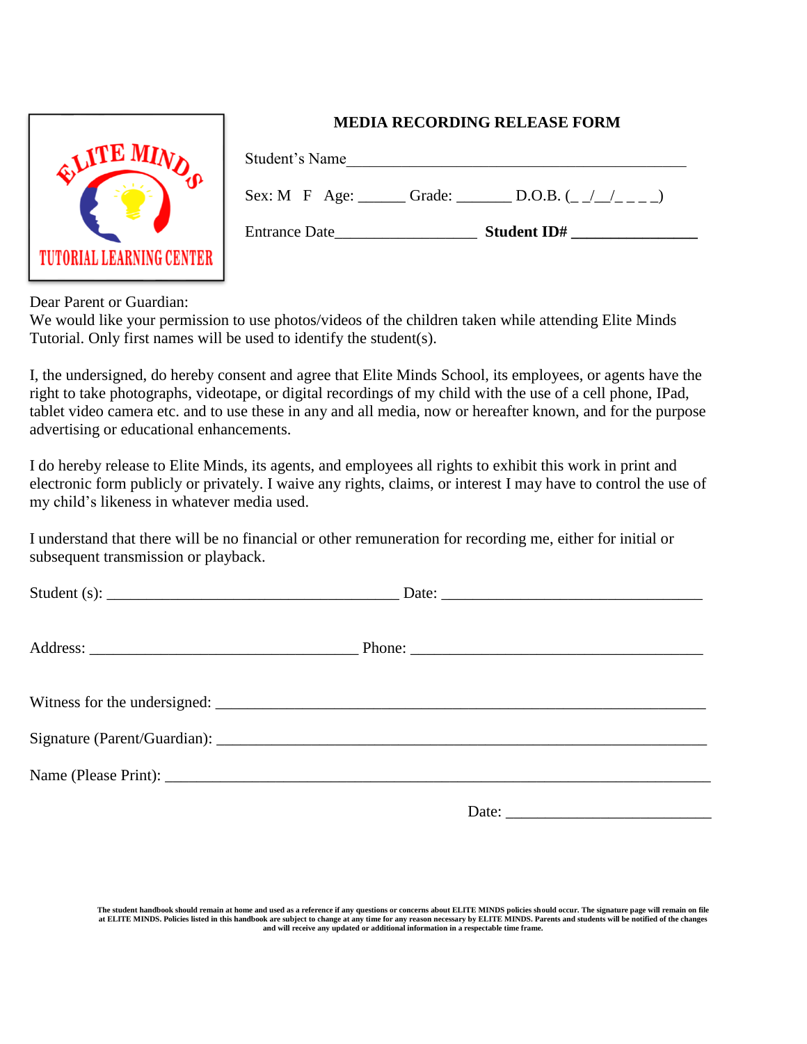ELITE MINDS

TUTORIAL LEARNING CENTER

## MEDIA RECORDING RELEASE FORM

Student's Name_____________________________________________

Sex: M F Age: ______ Grade: _______ D.O.B. (_ _/__/_ _ _ _)

Entrance Date__________________ **Student ID# ________________**

Dear Parent or Guardian:
We would like your permission to use photos/videos of the children taken while attending Elite Minds Tutorial. Only first names will be used to identify the student(s).

I, the undersigned, do hereby consent and agree that Elite Minds School, its employees, or agents have the right to take photographs, videotape, or digital recordings of my child with the use of a cell phone, IPad, tablet video camera etc. and to use these in any and all media, now or hereafter known, and for the purpose advertising or educational enhancements.

I do hereby release to Elite Minds, its agents, and employees all rights to exhibit this work in print and electronic form publicly or privately. I waive any rights, claims, or interest I may have to control the use of my child's likeness in whatever media used.

I understand that there will be no financial or other remuneration for recording me, either for initial or subsequent transmission or playback.

Student (s): ______________________________________ Date: _________________________________

Address: __________________________________ Phone: _____________________________________

Witness for the undersigned: ______________________________________________________________

Signature (Parent/Guardian): ______________________________________________________________

Name (Please Print): _____________________________________________________________________

Date: __________________________

**The student handbook should remain at home and used as a reference if any questions or concerns about ELITE MINDS policies should occur. The signature page will remain on file at ELITE MINDS. Policies listed in this handbook are subject to change at any time for any reason necessary by ELITE MINDS. Parents and students will be notified of the changes and will receive any updated or additional information in a respectable time frame.**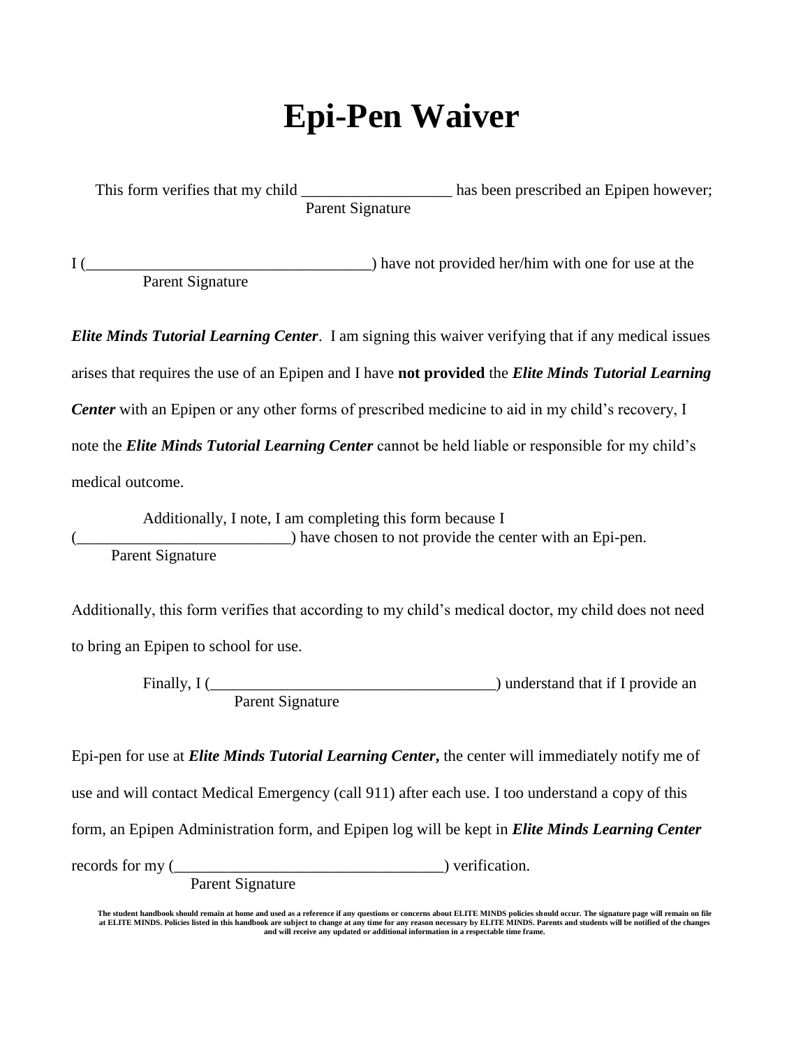# Epi-Pen Waiver

This form verifies that my child ___________________ has been prescribed an Epipen however;
Parent Signature

I (____________________________________) have not provided her/him with one for use at the
Parent Signature

***Elite Minds Tutorial Learning Center***. I am signing this waiver verifying that if any medical issues arises that requires the use of an Epipen and I have **not provided** the ***Elite Minds Tutorial Learning Center*** with an Epipen or any other forms of prescribed medicine to aid in my child's recovery, I note the ***Elite Minds Tutorial Learning Center*** cannot be held liable or responsible for my child's medical outcome.

Additionally, I note, I am completing this form because I (__________________________) have chosen to not provide the center with an Epi-pen.
Parent Signature

Additionally, this form verifies that according to my child's medical doctor, my child does not need to bring an Epipen to school for use.

Finally, I (___________________________________) understand that if I provide an
Parent Signature

Epi-pen for use at ***Elite Minds Tutorial Learning Center*****,** the center will immediately notify me of use and will contact Medical Emergency (call 911) after each use. I too understand a copy of this form, an Epipen Administration form, and Epipen log will be kept in ***Elite Minds Learning Center*** records for my (__________________________________) verification.
Parent Signature

**The student handbook should remain at home and used as a reference if any questions or concerns about ELITE MINDS policies should occur. The signature page will remain on file at ELITE MINDS. Policies listed in this handbook are subject to change at any time for any reason necessary by ELITE MINDS. Parents and students will be notified of the changes and will receive any updated or additional information in a respectable time frame.**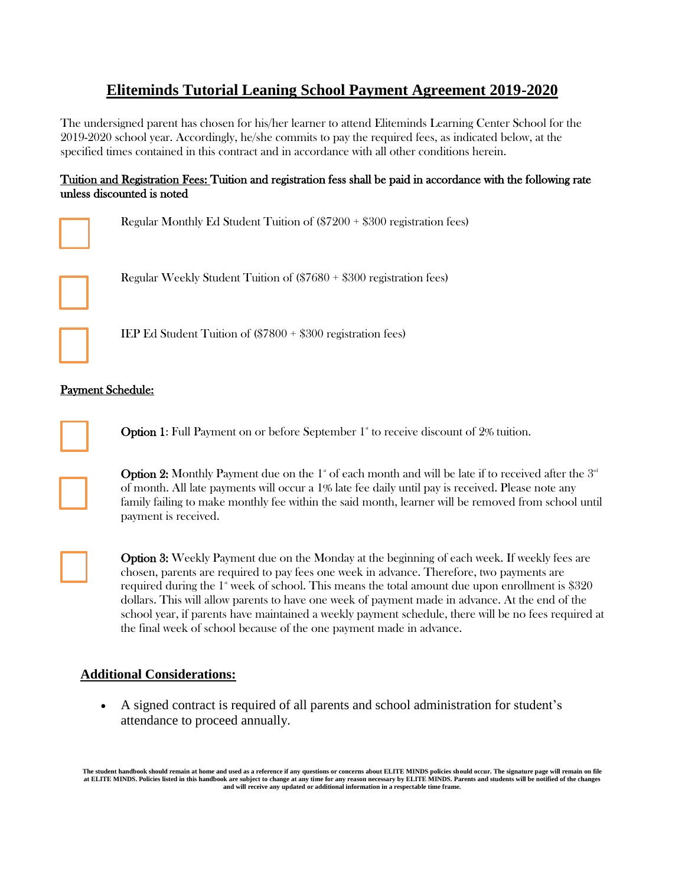# Eliteminds Tutorial Leaning School Payment Agreement 2019-2020

The undersigned parent has chosen for his/her learner to attend Eliteminds Learning Center School for the 2019-2020 school year. Accordingly, he/she commits to pay the required fees, as indicated below, at the specified times contained in this contract and in accordance with all other conditions herein.

Tuition and Registration Fees: Tuition and registration fess shall be paid in accordance with the following rate unless discounted is noted

- ☐ Regular Monthly Ed Student Tuition of ($7200 + $300 registration fees)
- ☐ Regular Weekly Student Tuition of ($7680 + $300 registration fees)
- ☐ IEP Ed Student Tuition of ($7800 + $300 registration fees)

Payment Schedule:

- ☐ **Option 1**: Full Payment on or before September 1st to receive discount of 2% tuition.
- ☐ **Option 2:** Monthly Payment due on the 1st of each month and will be late if to received after the 3rd of month. All late payments will occur a 1% late fee daily until pay is received. Please note any family failing to make monthly fee within the said month, learner will be removed from school until payment is received.
- ☐ **Option 3:** Weekly Payment due on the Monday at the beginning of each week. If weekly fees are chosen, parents are required to pay fees one week in advance. Therefore, two payments are required during the 1st week of school. This means the total amount due upon enrollment is $320 dollars. This will allow parents to have one week of payment made in advance. At the end of the school year, if parents have maintained a weekly payment schedule, there will be no fees required at the final week of school because of the one payment made in advance.

## Additional Considerations:

- A signed contract is required of all parents and school administration for student's attendance to proceed annually.

**The student handbook should remain at home and used as a reference if any questions or concerns about ELITE MINDS policies should occur. The signature page will remain on file at ELITE MINDS. Policies listed in this handbook are subject to change at any time for any reason necessary by ELITE MINDS. Parents and students will be notified of the changes and will receive any updated or additional information in a respectable time frame.**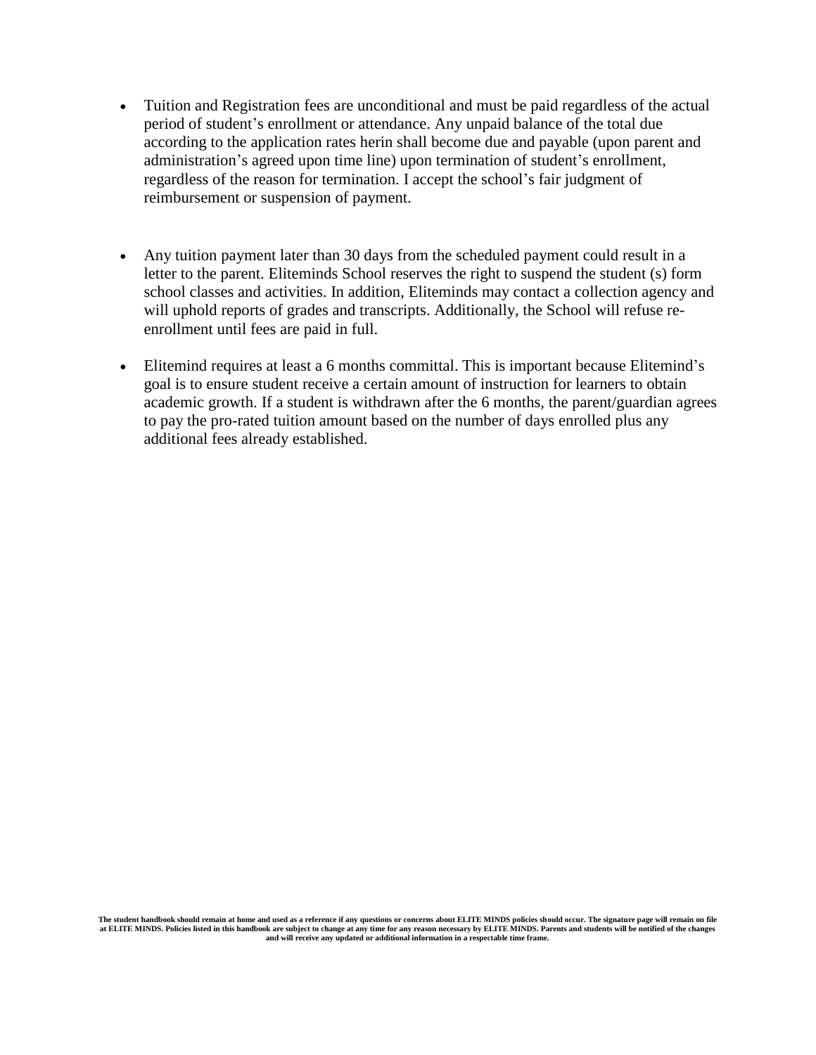- Tuition and Registration fees are unconditional and must be paid regardless of the actual period of student's enrollment or attendance. Any unpaid balance of the total due according to the application rates herin shall become due and payable (upon parent and administration's agreed upon time line) upon termination of student's enrollment, regardless of the reason for termination. I accept the school's fair judgment of reimbursement or suspension of payment.

- Any tuition payment later than 30 days from the scheduled payment could result in a letter to the parent. Eliteminds School reserves the right to suspend the student (s) form school classes and activities. In addition, Eliteminds may contact a collection agency and will uphold reports of grades and transcripts. Additionally, the School will refuse re-enrollment until fees are paid in full.

- Elitemind requires at least a 6 months committal. This is important because Elitemind's goal is to ensure student receive a certain amount of instruction for learners to obtain academic growth. If a student is withdrawn after the 6 months, the parent/guardian agrees to pay the pro-rated tuition amount based on the number of days enrolled plus any additional fees already established.